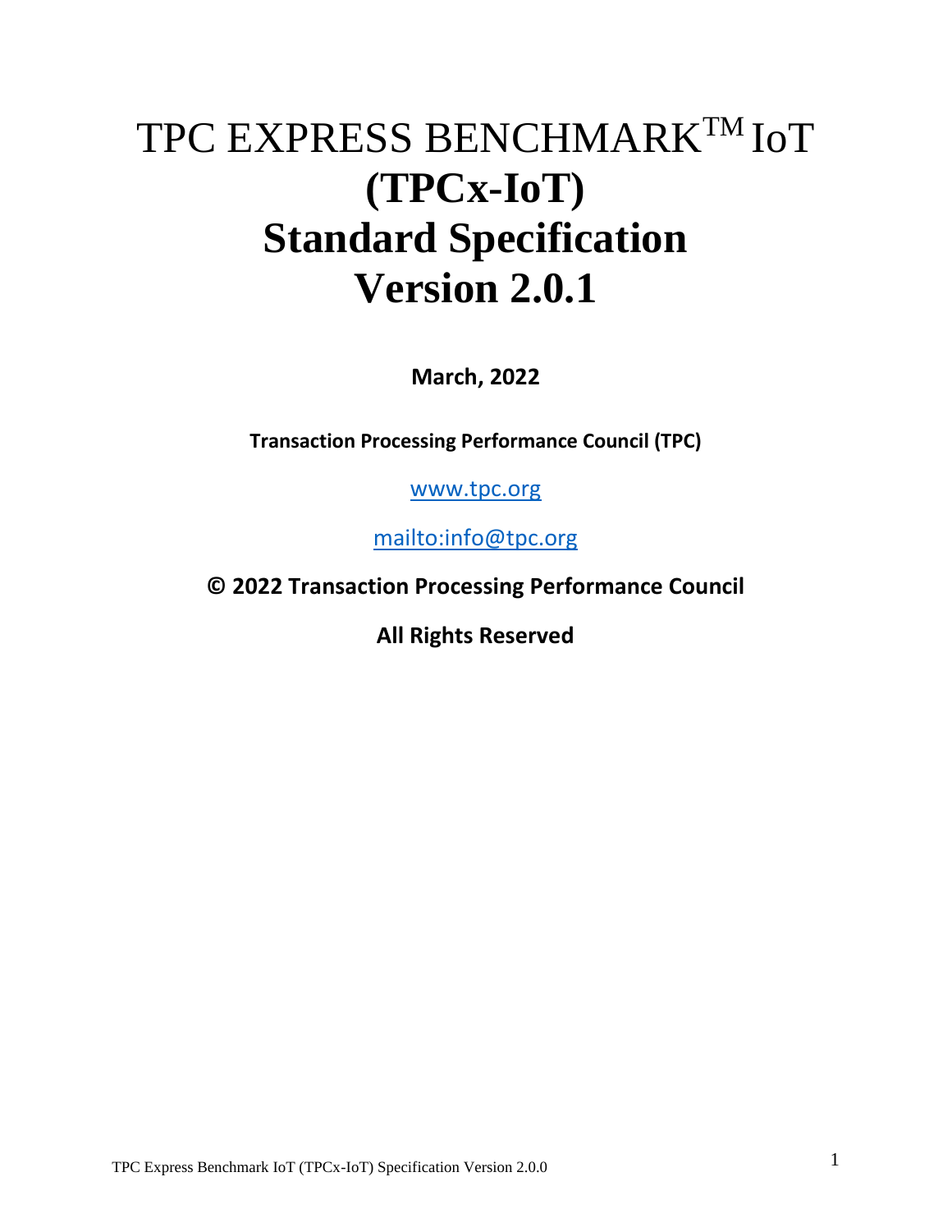# TPC EXPRESS BENCHMARK$^{TM}$ IoT

# (TPCx-IoT)

# Standard Specification

# Version 2.0.1

**March, 2022**

**Transaction Processing Performance Council (TPC)**

[www.tpc.org](http://www.tpc.org)

[mailto:info@tpc.org](mailto:info@tpc.org)

**© 2022 Transaction Processing Performance Council**

**All Rights Reserved**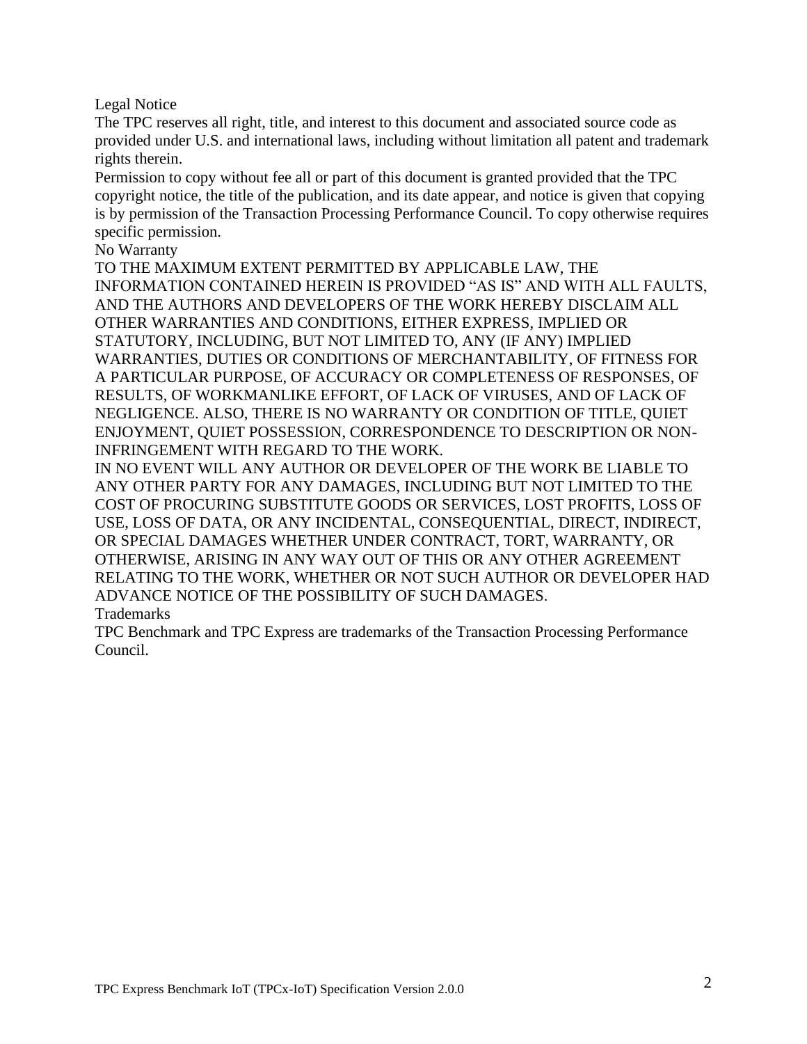Legal Notice

The TPC reserves all right, title, and interest to this document and associated source code as provided under U.S. and international laws, including without limitation all patent and trademark rights therein.

Permission to copy without fee all or part of this document is granted provided that the TPC copyright notice, the title of the publication, and its date appear, and notice is given that copying is by permission of the Transaction Processing Performance Council. To copy otherwise requires specific permission.

No Warranty

TO THE MAXIMUM EXTENT PERMITTED BY APPLICABLE LAW, THE INFORMATION CONTAINED HEREIN IS PROVIDED "AS IS" AND WITH ALL FAULTS, AND THE AUTHORS AND DEVELOPERS OF THE WORK HEREBY DISCLAIM ALL OTHER WARRANTIES AND CONDITIONS, EITHER EXPRESS, IMPLIED OR STATUTORY, INCLUDING, BUT NOT LIMITED TO, ANY (IF ANY) IMPLIED WARRANTIES, DUTIES OR CONDITIONS OF MERCHANTABILITY, OF FITNESS FOR A PARTICULAR PURPOSE, OF ACCURACY OR COMPLETENESS OF RESPONSES, OF RESULTS, OF WORKMANLIKE EFFORT, OF LACK OF VIRUSES, AND OF LACK OF NEGLIGENCE. ALSO, THERE IS NO WARRANTY OR CONDITION OF TITLE, QUIET ENJOYMENT, QUIET POSSESSION, CORRESPONDENCE TO DESCRIPTION OR NON-INFRINGEMENT WITH REGARD TO THE WORK.

IN NO EVENT WILL ANY AUTHOR OR DEVELOPER OF THE WORK BE LIABLE TO ANY OTHER PARTY FOR ANY DAMAGES, INCLUDING BUT NOT LIMITED TO THE COST OF PROCURING SUBSTITUTE GOODS OR SERVICES, LOST PROFITS, LOSS OF USE, LOSS OF DATA, OR ANY INCIDENTAL, CONSEQUENTIAL, DIRECT, INDIRECT, OR SPECIAL DAMAGES WHETHER UNDER CONTRACT, TORT, WARRANTY, OR OTHERWISE, ARISING IN ANY WAY OUT OF THIS OR ANY OTHER AGREEMENT RELATING TO THE WORK, WHETHER OR NOT SUCH AUTHOR OR DEVELOPER HAD ADVANCE NOTICE OF THE POSSIBILITY OF SUCH DAMAGES.

Trademarks

TPC Benchmark and TPC Express are trademarks of the Transaction Processing Performance Council.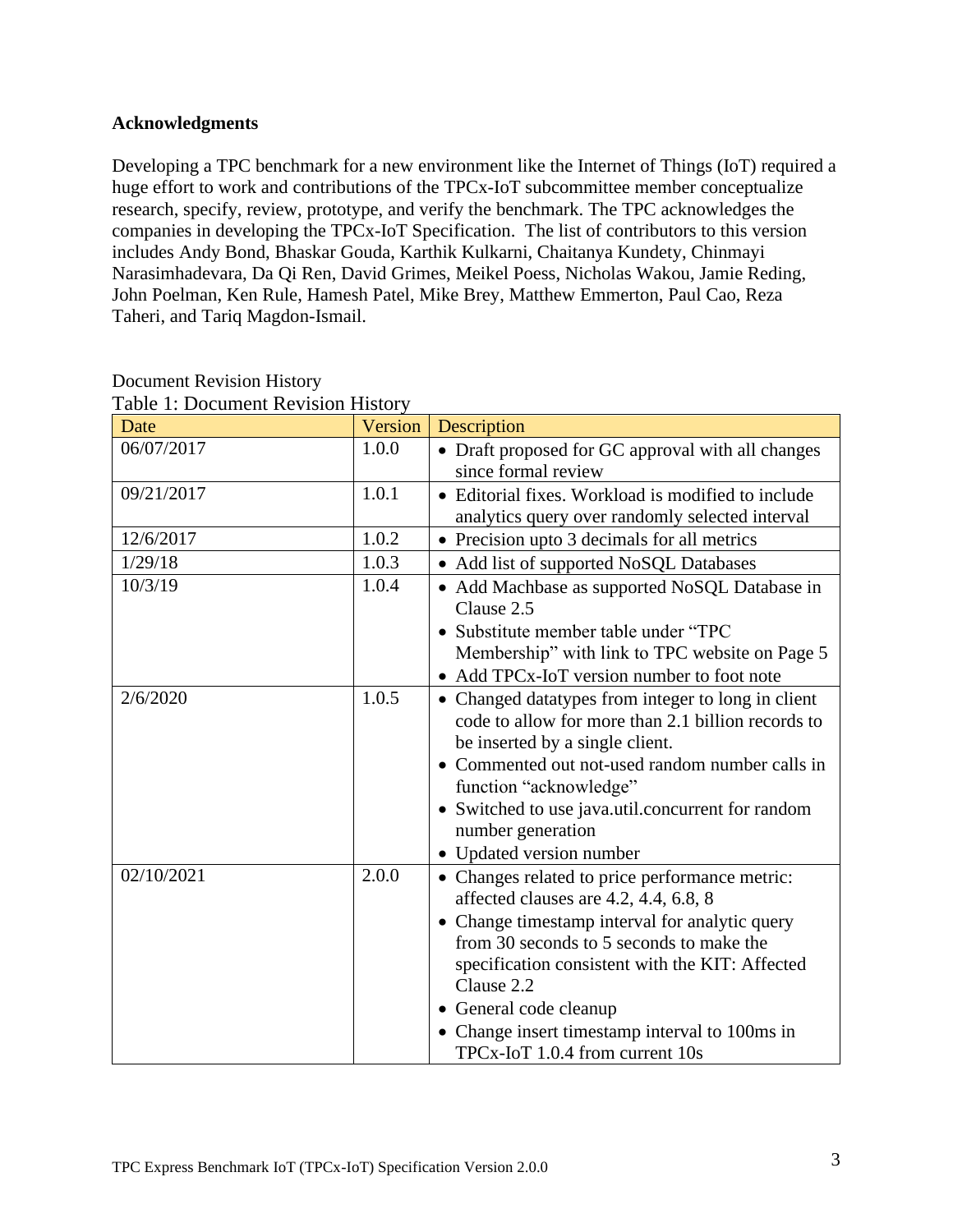**Acknowledgments**

Developing a TPC benchmark for a new environment like the Internet of Things (IoT) required a huge effort to work and contributions of the TPCx-IoT subcommittee member conceptualize research, specify, review, prototype, and verify the benchmark. The TPC acknowledges the companies in developing the TPCx-IoT Specification. The list of contributors to this version includes Andy Bond, Bhaskar Gouda, Karthik Kulkarni, Chaitanya Kundety, Chinmayi Narasimhadevara, Da Qi Ren, David Grimes, Meikel Poess, Nicholas Wakou, Jamie Reding, John Poelman, Ken Rule, Hamesh Patel, Mike Brey, Matthew Emmerton, Paul Cao, Reza Taheri, and Tariq Magdon-Ismail.

Document Revision History

Table 1: Document Revision History

| Date | Version | Description |
|---|---|---|
| 06/07/2017 | 1.0.0 | • Draft proposed for GC approval with all changes since formal review |
| 09/21/2017 | 1.0.1 | • Editorial fixes. Workload is modified to include analytics query over randomly selected interval |
| 12/6/2017 | 1.0.2 | • Precision upto 3 decimals for all metrics |
| 1/29/18 | 1.0.3 | • Add list of supported NoSQL Databases |
| 10/3/19 | 1.0.4 | • Add Machbase as supported NoSQL Database in Clause 2.5<br>• Substitute member table under "TPC Membership" with link to TPC website on Page 5<br>• Add TPCx-IoT version number to foot note |
| 2/6/2020 | 1.0.5 | • Changed datatypes from integer to long in client code to allow for more than 2.1 billion records to be inserted by a single client.<br>• Commented out not-used random number calls in function "acknowledge"<br>• Switched to use java.util.concurrent for random number generation<br>• Updated version number |
| 02/10/2021 | 2.0.0 | • Changes related to price performance metric: affected clauses are 4.2, 4.4, 6.8, 8<br>• Change timestamp interval for analytic query from 30 seconds to 5 seconds to make the specification consistent with the KIT: Affected Clause 2.2<br>• General code cleanup<br>• Change insert timestamp interval to 100ms in TPCx-IoT 1.0.4 from current 10s |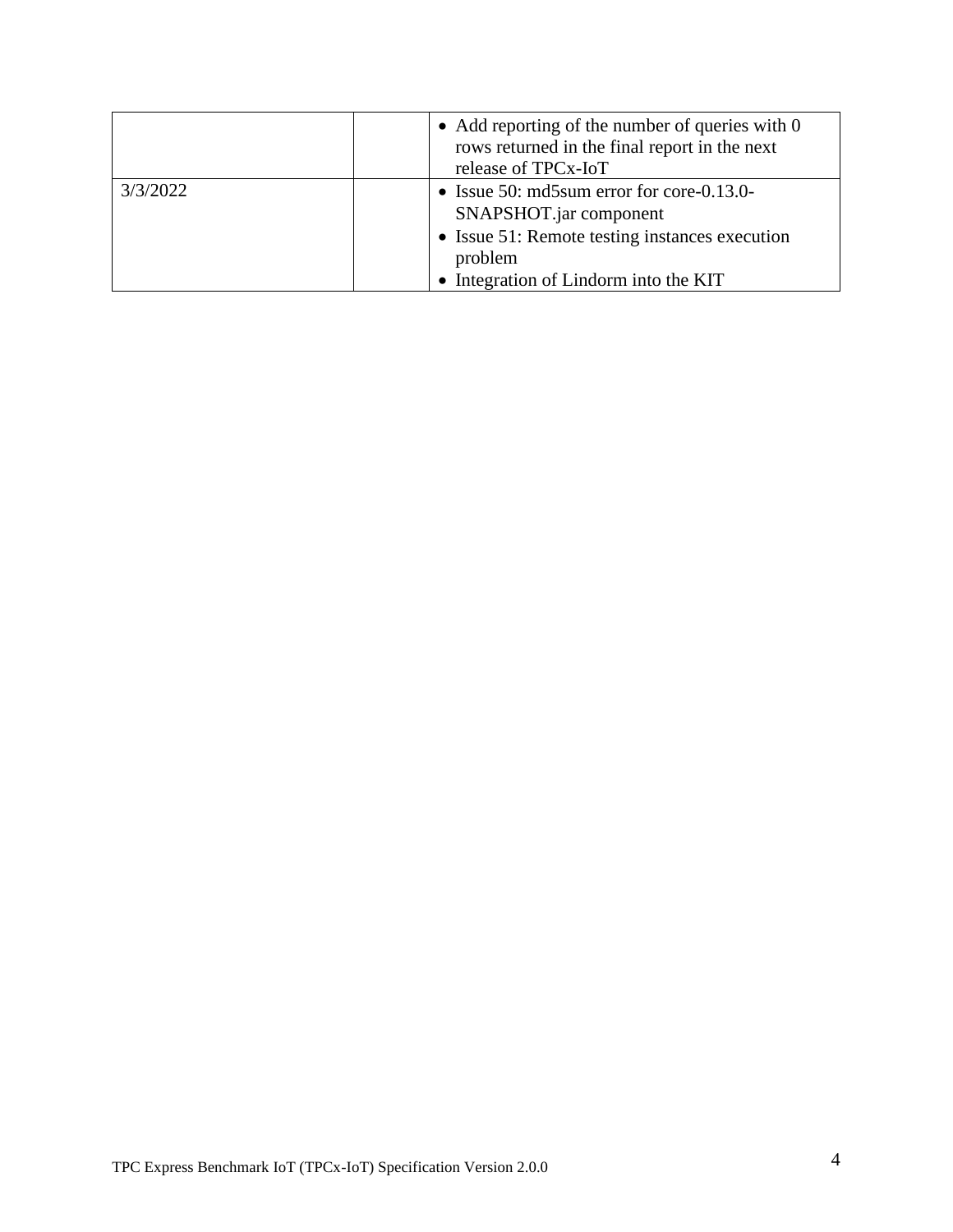| | | |
|---|---|---|
| | | • Add reporting of the number of queries with 0 rows returned in the final report in the next release of TPCx-IoT |
| 3/3/2022 | | • Issue 50: md5sum error for core-0.13.0-SNAPSHOT.jar component<br>• Issue 51: Remote testing instances execution problem<br>• Integration of Lindorm into the KIT |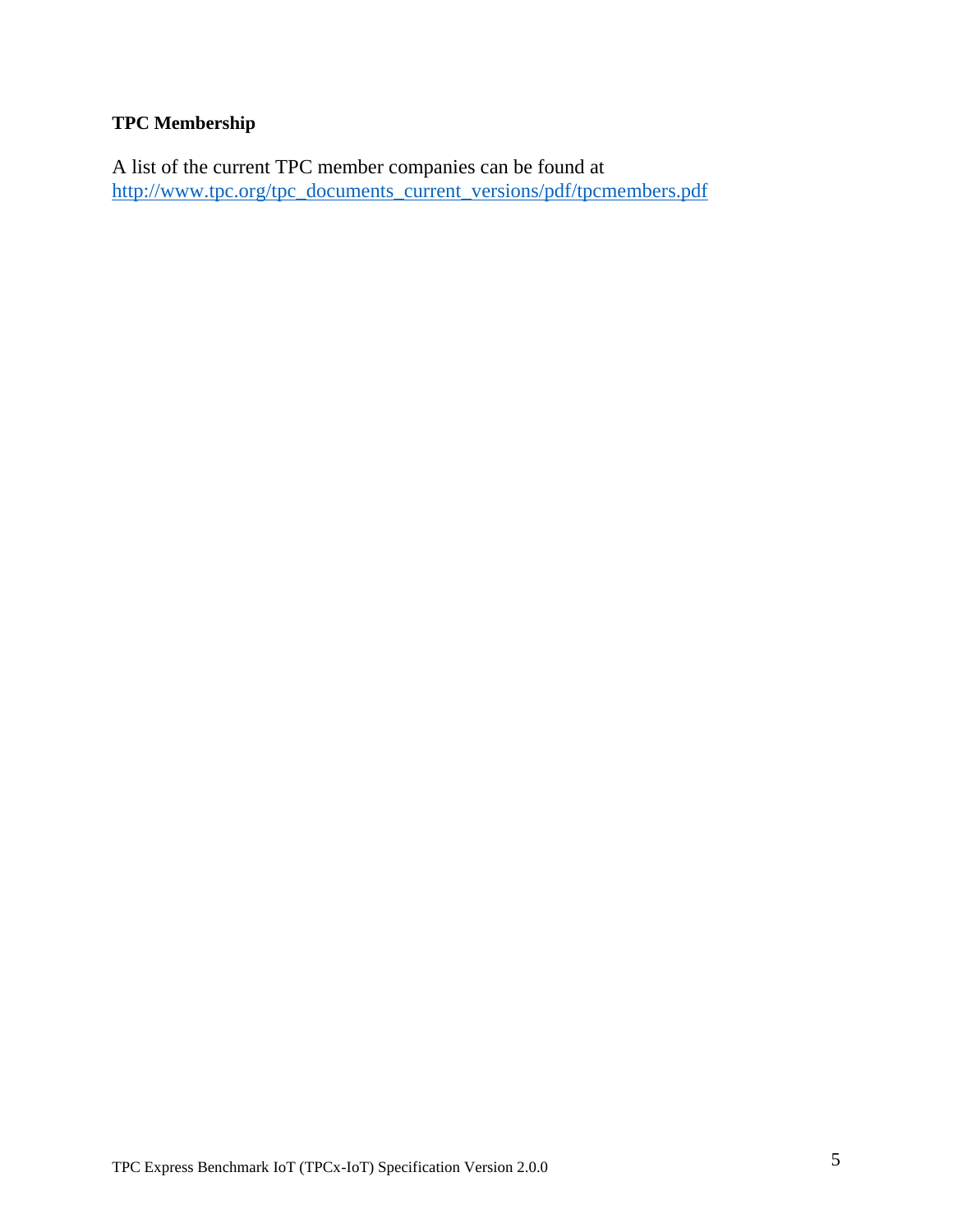**TPC Membership**

A list of the current TPC member companies can be found at http://www.tpc.org/tpc_documents_current_versions/pdf/tpcmembers.pdf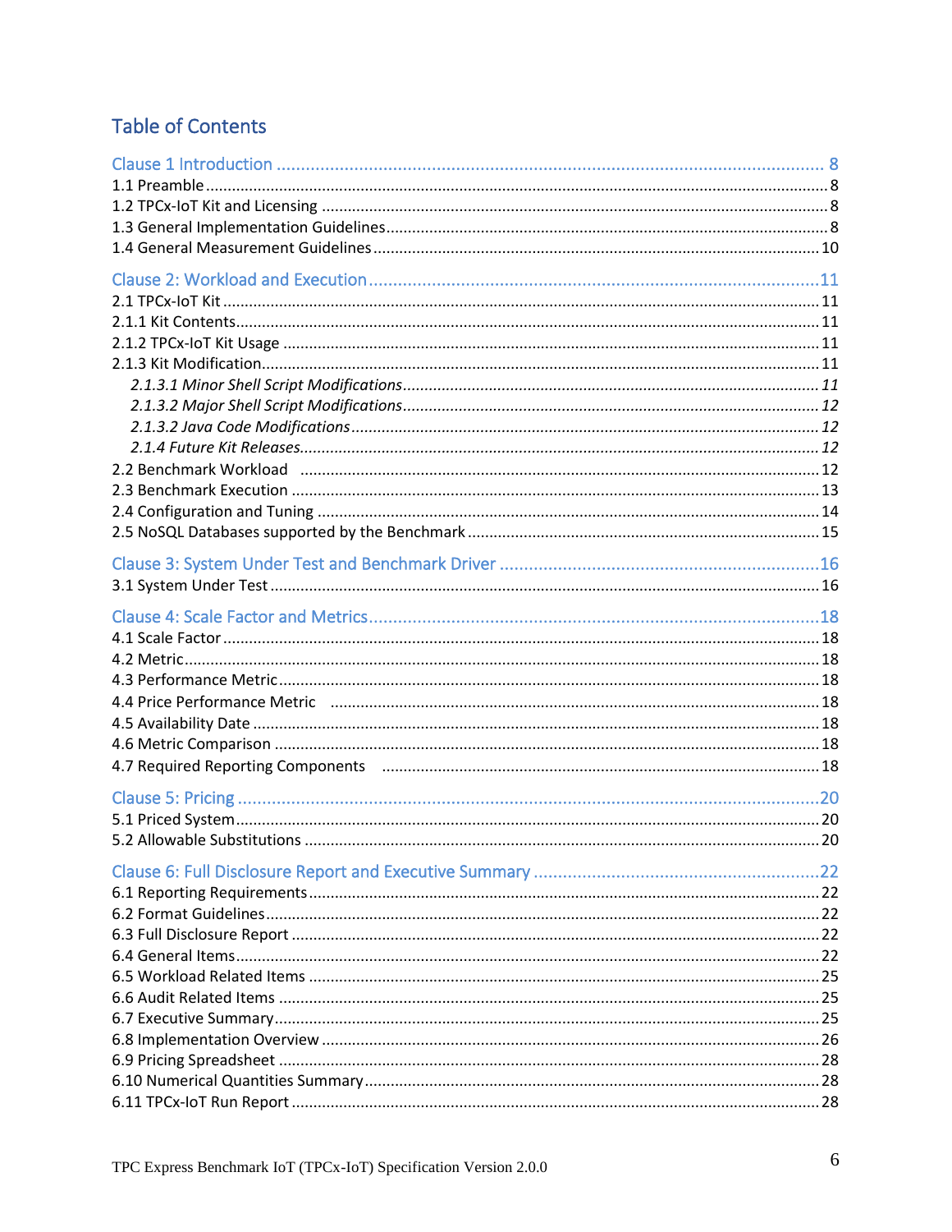# Table of Contents

Clause 1 Introduction ..... 8

1.1 Preamble ..... 8

1.2 TPCx-IoT Kit and Licensing ..... 8

1.3 General Implementation Guidelines ..... 8

1.4 General Measurement Guidelines ..... 10

Clause 2: Workload and Execution ..... 11

2.1 TPCx-IoT Kit ..... 11

2.1.1 Kit Contents ..... 11

2.1.2 TPCx-IoT Kit Usage ..... 11

2.1.3 Kit Modification ..... 11

*2.1.3.1 Minor Shell Script Modifications ..... 11*

*2.1.3.2 Major Shell Script Modifications ..... 12*

*2.1.3.2 Java Code Modifications ..... 12*

*2.1.4 Future Kit Releases ..... 12*

2.2 Benchmark Workload ..... 12

2.3 Benchmark Execution ..... 13

2.4 Configuration and Tuning ..... 14

2.5 NoSQL Databases supported by the Benchmark ..... 15

Clause 3: System Under Test and Benchmark Driver ..... 16

3.1 System Under Test ..... 16

Clause 4: Scale Factor and Metrics ..... 18

4.1 Scale Factor ..... 18

4.2 Metric ..... 18

4.3 Performance Metric ..... 18

4.4 Price Performance Metric ..... 18

4.5 Availability Date ..... 18

4.6 Metric Comparison ..... 18

4.7 Required Reporting Components ..... 18

Clause 5: Pricing ..... 20

5.1 Priced System ..... 20

5.2 Allowable Substitutions ..... 20

Clause 6: Full Disclosure Report and Executive Summary ..... 22

6.1 Reporting Requirements ..... 22

6.2 Format Guidelines ..... 22

6.3 Full Disclosure Report ..... 22

6.4 General Items ..... 22

6.5 Workload Related Items ..... 25

6.6 Audit Related Items ..... 25

6.7 Executive Summary ..... 25

6.8 Implementation Overview ..... 26

6.9 Pricing Spreadsheet ..... 28

6.10 Numerical Quantities Summary ..... 28

6.11 TPCx-IoT Run Report ..... 28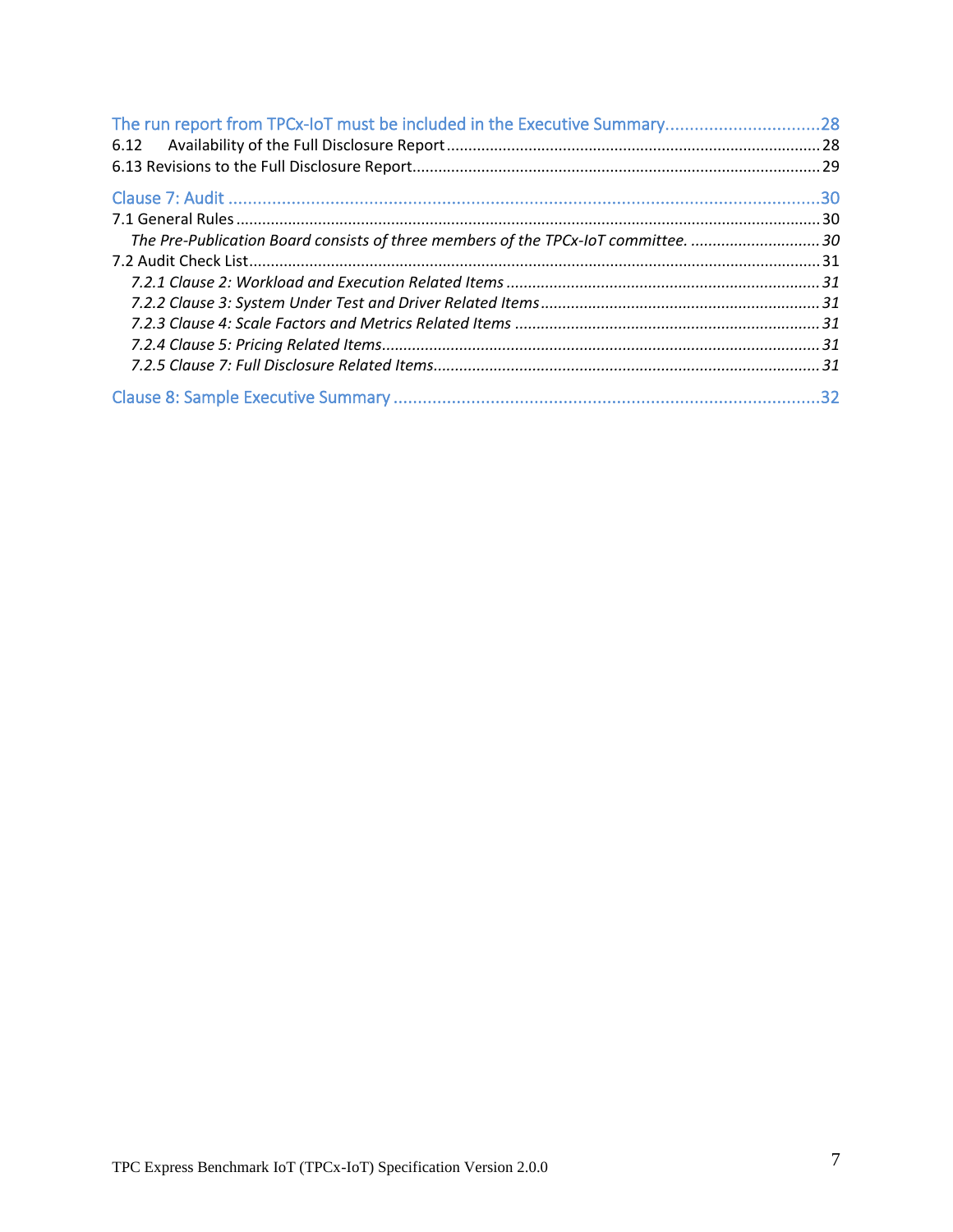The run report from TPCx-IoT must be included in the Executive Summary................................28

6.12 Availability of the Full Disclosure Report......................................................................................28

6.13 Revisions to the Full Disclosure Report..............................................................................................29

Clause 7: Audit ..........................................................................................................................30

7.1 General Rules......................................................................................................................................30

*The Pre-Publication Board consists of three members of the TPCx-IoT committee.* ..............................30

7.2 Audit Check List...................................................................................................................................31

*7.2.1 Clause 2: Workload and Execution Related Items* .........................................................................31

*7.2.2 Clause 3: System Under Test and Driver Related Items*.................................................................31

*7.2.3 Clause 4: Scale Factors and Metrics Related Items* .......................................................................31

*7.2.4 Clause 5: Pricing Related Items*.....................................................................................................31

*7.2.5 Clause 7: Full Disclosure Related Items*.........................................................................................31

Clause 8: Sample Executive Summary ........................................................................................32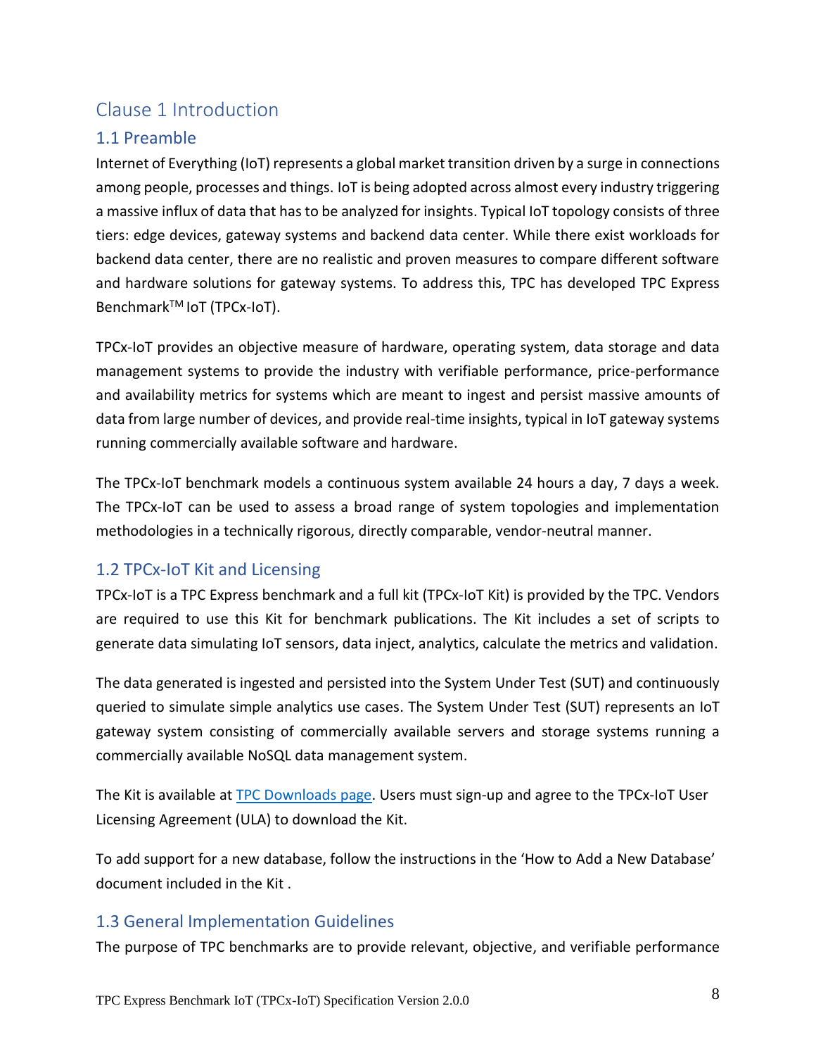# Clause 1 Introduction

## 1.1 Preamble

Internet of Everything (IoT) represents a global market transition driven by a surge in connections among people, processes and things. IoT is being adopted across almost every industry triggering a massive influx of data that has to be analyzed for insights. Typical IoT topology consists of three tiers: edge devices, gateway systems and backend data center. While there exist workloads for backend data center, there are no realistic and proven measures to compare different software and hardware solutions for gateway systems. To address this, TPC has developed TPC Express Benchmark™ IoT (TPCx-IoT).

TPCx-IoT provides an objective measure of hardware, operating system, data storage and data management systems to provide the industry with verifiable performance, price-performance and availability metrics for systems which are meant to ingest and persist massive amounts of data from large number of devices, and provide real-time insights, typical in IoT gateway systems running commercially available software and hardware.

The TPCx-IoT benchmark models a continuous system available 24 hours a day, 7 days a week. The TPCx-IoT can be used to assess a broad range of system topologies and implementation methodologies in a technically rigorous, directly comparable, vendor-neutral manner.

## 1.2 TPCx-IoT Kit and Licensing

TPCx-IoT is a TPC Express benchmark and a full kit (TPCx-IoT Kit) is provided by the TPC. Vendors are required to use this Kit for benchmark publications. The Kit includes a set of scripts to generate data simulating IoT sensors, data inject, analytics, calculate the metrics and validation.

The data generated is ingested and persisted into the System Under Test (SUT) and continuously queried to simulate simple analytics use cases. The System Under Test (SUT) represents an IoT gateway system consisting of commercially available servers and storage systems running a commercially available NoSQL data management system.

The Kit is available at TPC Downloads page. Users must sign-up and agree to the TPCx-IoT User Licensing Agreement (ULA) to download the Kit.

To add support for a new database, follow the instructions in the 'How to Add a New Database' document included in the Kit .

## 1.3 General Implementation Guidelines

The purpose of TPC benchmarks are to provide relevant, objective, and verifiable performance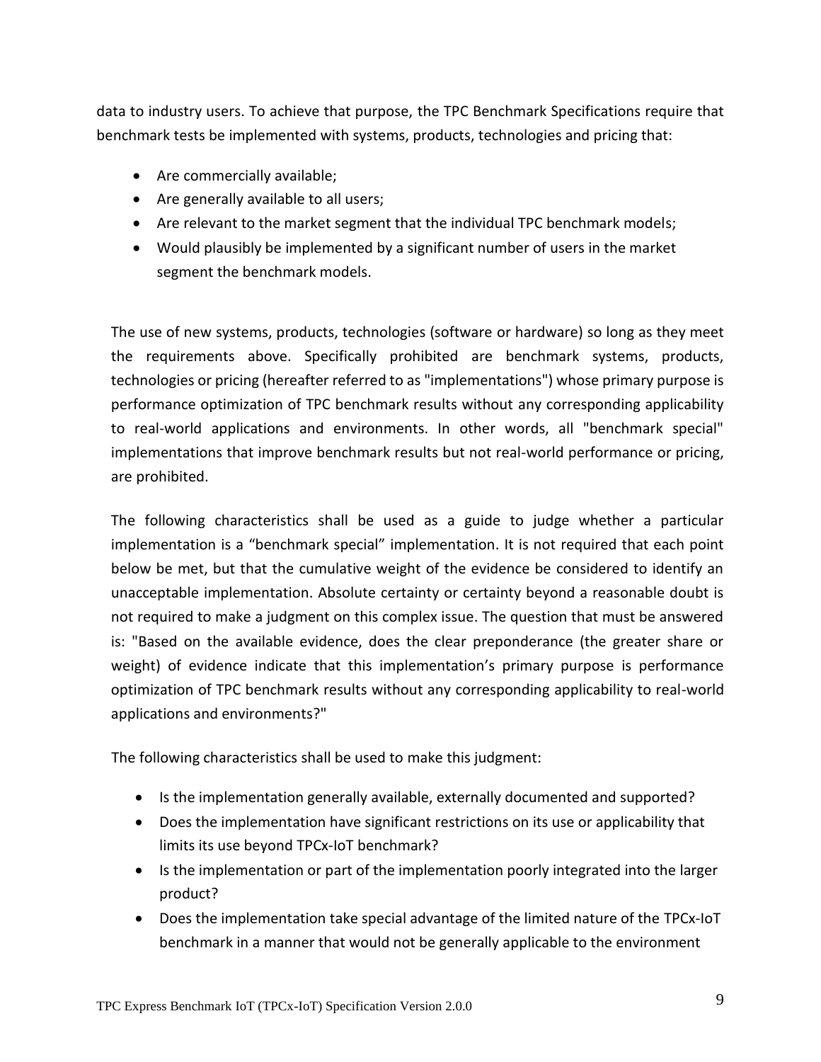data to industry users. To achieve that purpose, the TPC Benchmark Specifications require that benchmark tests be implemented with systems, products, technologies and pricing that:

- Are commercially available;
- Are generally available to all users;
- Are relevant to the market segment that the individual TPC benchmark models;
- Would plausibly be implemented by a significant number of users in the market segment the benchmark models.

The use of new systems, products, technologies (software or hardware) so long as they meet the requirements above. Specifically prohibited are benchmark systems, products, technologies or pricing (hereafter referred to as "implementations") whose primary purpose is performance optimization of TPC benchmark results without any corresponding applicability to real-world applications and environments. In other words, all "benchmark special" implementations that improve benchmark results but not real-world performance or pricing, are prohibited.

The following characteristics shall be used as a guide to judge whether a particular implementation is a "benchmark special" implementation. It is not required that each point below be met, but that the cumulative weight of the evidence be considered to identify an unacceptable implementation. Absolute certainty or certainty beyond a reasonable doubt is not required to make a judgment on this complex issue. The question that must be answered is: "Based on the available evidence, does the clear preponderance (the greater share or weight) of evidence indicate that this implementation's primary purpose is performance optimization of TPC benchmark results without any corresponding applicability to real-world applications and environments?"

The following characteristics shall be used to make this judgment:

- Is the implementation generally available, externally documented and supported?
- Does the implementation have significant restrictions on its use or applicability that limits its use beyond TPCx-IoT benchmark?
- Is the implementation or part of the implementation poorly integrated into the larger product?
- Does the implementation take special advantage of the limited nature of the TPCx-IoT benchmark in a manner that would not be generally applicable to the environment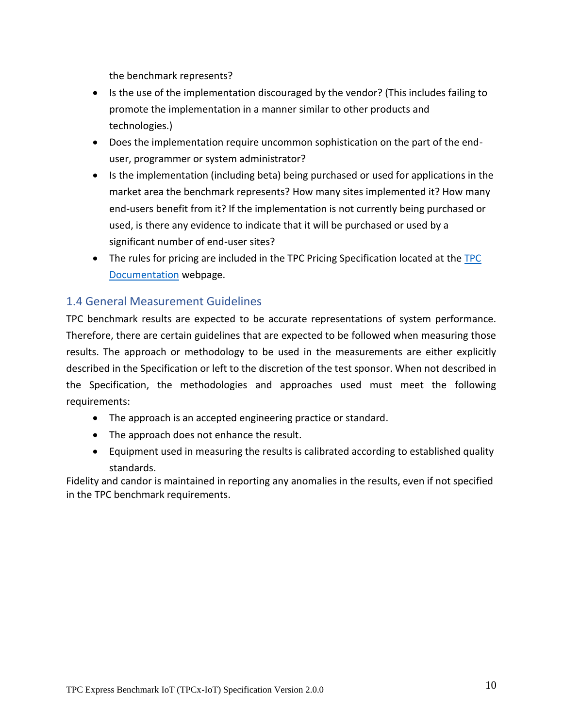the benchmark represents?

- Is the use of the implementation discouraged by the vendor? (This includes failing to promote the implementation in a manner similar to other products and technologies.)
- Does the implementation require uncommon sophistication on the part of the end-user, programmer or system administrator?
- Is the implementation (including beta) being purchased or used for applications in the market area the benchmark represents? How many sites implemented it? How many end-users benefit from it? If the implementation is not currently being purchased or used, is there any evidence to indicate that it will be purchased or used by a significant number of end-user sites?
- The rules for pricing are included in the TPC Pricing Specification located at the [TPC Documentation] webpage.

## 1.4 General Measurement Guidelines

TPC benchmark results are expected to be accurate representations of system performance. Therefore, there are certain guidelines that are expected to be followed when measuring those results. The approach or methodology to be used in the measurements are either explicitly described in the Specification or left to the discretion of the test sponsor. When not described in the Specification, the methodologies and approaches used must meet the following requirements:

- The approach is an accepted engineering practice or standard.
- The approach does not enhance the result.
- Equipment used in measuring the results is calibrated according to established quality standards.

Fidelity and candor is maintained in reporting any anomalies in the results, even if not specified in the TPC benchmark requirements.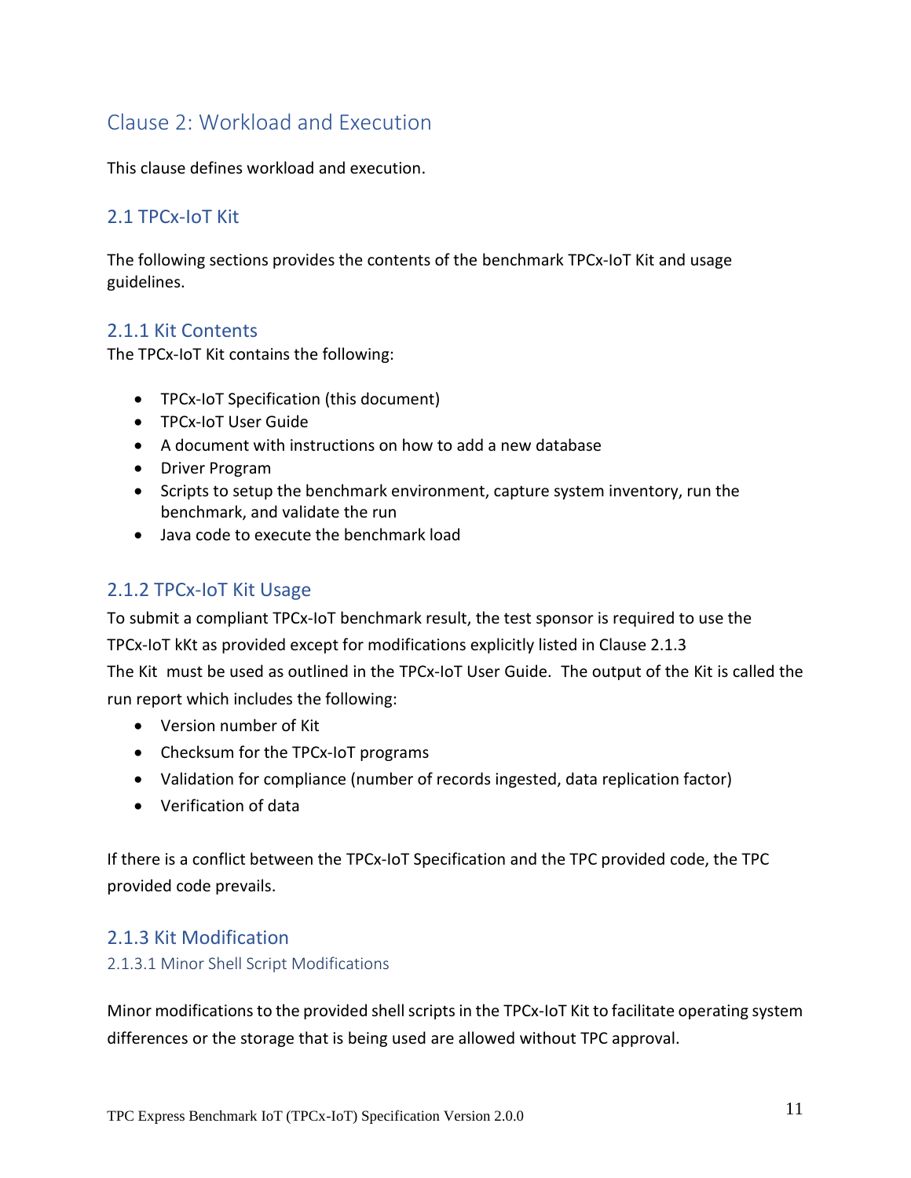# Clause 2: Workload and Execution

This clause defines workload and execution.

## 2.1 TPCx-IoT Kit

The following sections provides the contents of the benchmark TPCx-IoT Kit and usage guidelines.

### 2.1.1 Kit Contents

The TPCx-IoT Kit contains the following:

- TPCx-IoT Specification (this document)
- TPCx-IoT User Guide
- A document with instructions on how to add a new database
- Driver Program
- Scripts to setup the benchmark environment, capture system inventory, run the benchmark, and validate the run
- Java code to execute the benchmark load

### 2.1.2 TPCx-IoT Kit Usage

To submit a compliant TPCx-IoT benchmark result, the test sponsor is required to use the TPCx-IoT kKt as provided except for modifications explicitly listed in Clause 2.1.3
The Kit must be used as outlined in the TPCx-IoT User Guide. The output of the Kit is called the run report which includes the following:

- Version number of Kit
- Checksum for the TPCx-IoT programs
- Validation for compliance (number of records ingested, data replication factor)
- Verification of data

If there is a conflict between the TPCx-IoT Specification and the TPC provided code, the TPC provided code prevails.

### 2.1.3 Kit Modification

#### 2.1.3.1 Minor Shell Script Modifications

Minor modifications to the provided shell scripts in the TPCx-IoT Kit to facilitate operating system differences or the storage that is being used are allowed without TPC approval.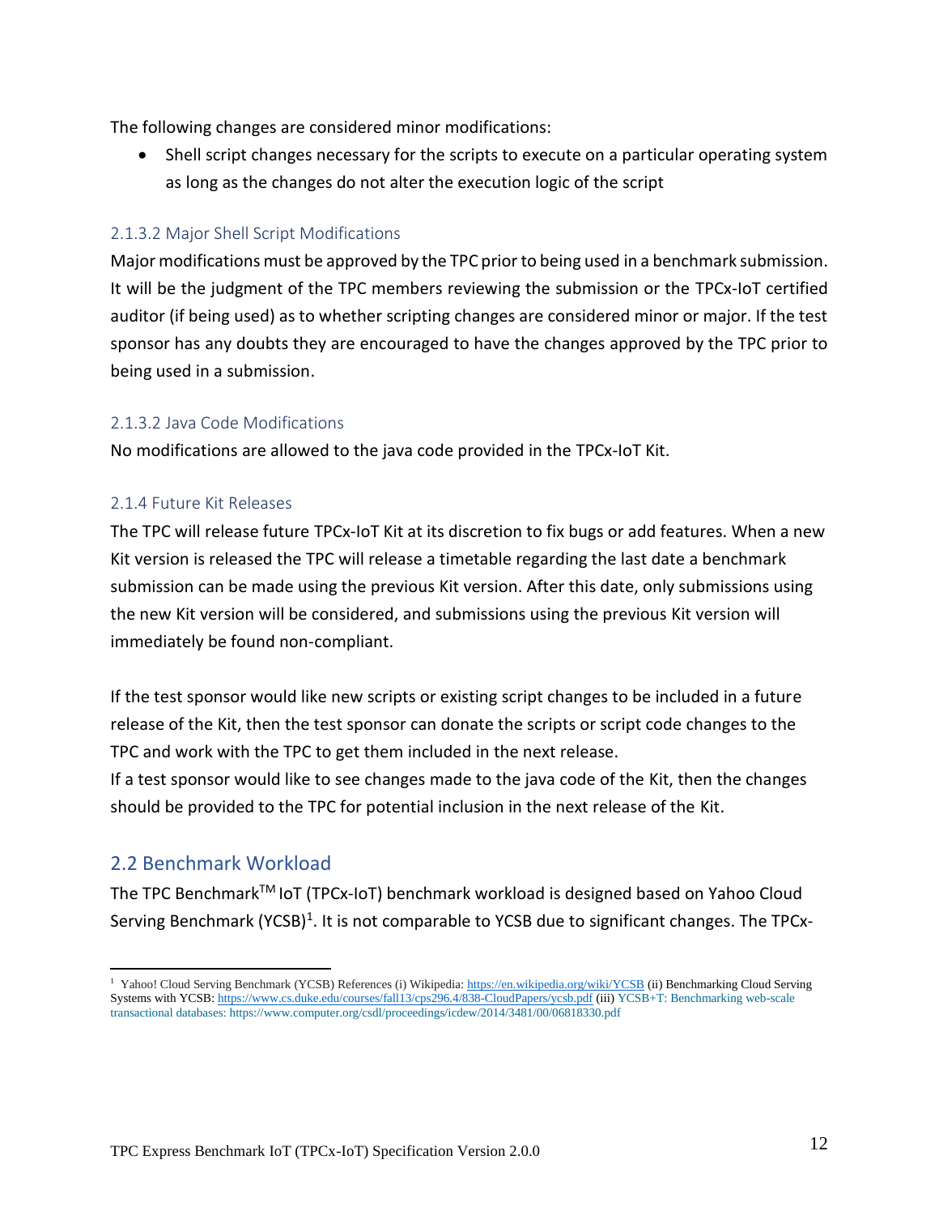The following changes are considered minor modifications:

- Shell script changes necessary for the scripts to execute on a particular operating system as long as the changes do not alter the execution logic of the script

#### 2.1.3.2 Major Shell Script Modifications

Major modifications must be approved by the TPC prior to being used in a benchmark submission. It will be the judgment of the TPC members reviewing the submission or the TPCx-IoT certified auditor (if being used) as to whether scripting changes are considered minor or major. If the test sponsor has any doubts they are encouraged to have the changes approved by the TPC prior to being used in a submission.

#### 2.1.3.2 Java Code Modifications

No modifications are allowed to the java code provided in the TPCx-IoT Kit.

### 2.1.4 Future Kit Releases

The TPC will release future TPCx-IoT Kit at its discretion to fix bugs or add features. When a new Kit version is released the TPC will release a timetable regarding the last date a benchmark submission can be made using the previous Kit version. After this date, only submissions using the new Kit version will be considered, and submissions using the previous Kit version will immediately be found non-compliant.

If the test sponsor would like new scripts or existing script changes to be included in a future release of the Kit, then the test sponsor can donate the scripts or script code changes to the TPC and work with the TPC to get them included in the next release.
If a test sponsor would like to see changes made to the java code of the Kit, then the changes should be provided to the TPC for potential inclusion in the next release of the Kit.

## 2.2 Benchmark Workload

The TPC Benchmark™ IoT (TPCx-IoT) benchmark workload is designed based on Yahoo Cloud Serving Benchmark (YCSB)[1]. It is not comparable to YCSB due to significant changes. The TPCx-

[1] Yahoo! Cloud Serving Benchmark (YCSB) References (i) Wikipedia: https://en.wikipedia.org/wiki/YCSB (ii) Benchmarking Cloud Serving Systems with YCSB: https://www.cs.duke.edu/courses/fall13/cps296.4/838-CloudPapers/ycsb.pdf (iii) YCSB+T: Benchmarking web-scale transactional databases: https://www.computer.org/csdl/proceedings/icdew/2014/3481/00/06818330.pdf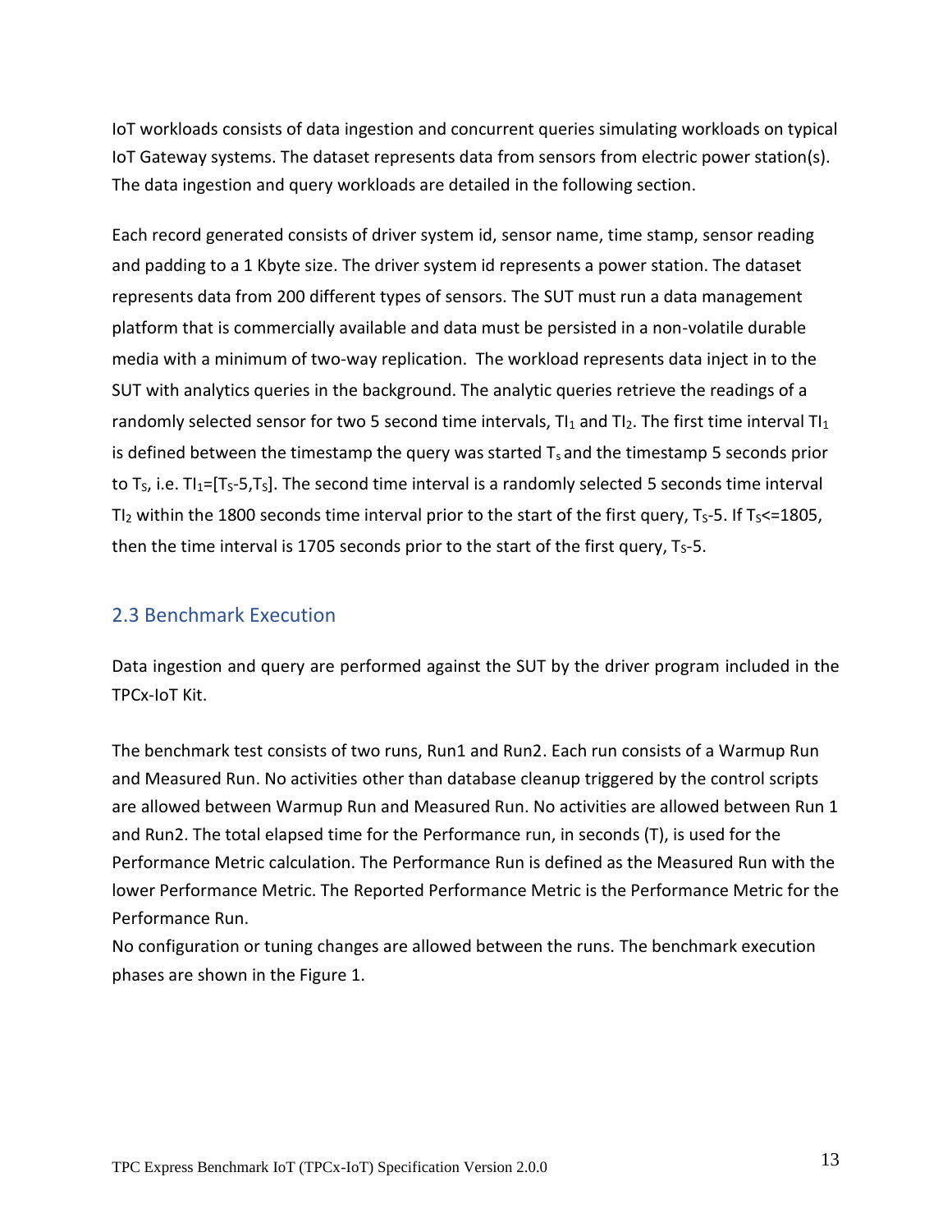IoT workloads consists of data ingestion and concurrent queries simulating workloads on typical IoT Gateway systems. The dataset represents data from sensors from electric power station(s). The data ingestion and query workloads are detailed in the following section.

Each record generated consists of driver system id, sensor name, time stamp, sensor reading and padding to a 1 Kbyte size. The driver system id represents a power station. The dataset represents data from 200 different types of sensors. The SUT must run a data management platform that is commercially available and data must be persisted in a non-volatile durable media with a minimum of two-way replication. The workload represents data inject in to the SUT with analytics queries in the background. The analytic queries retrieve the readings of a randomly selected sensor for two 5 second time intervals, $TI_1$ and $TI_2$. The first time interval $TI_1$ is defined between the timestamp the query was started $T_s$ and the timestamp 5 seconds prior to $T_S$, i.e. $TI_1=[T_S-5,T_S]$. The second time interval is a randomly selected 5 seconds time interval $TI_2$ within the 1800 seconds time interval prior to the start of the first query, $T_S-5$. If $T_S<=1805$, then the time interval is 1705 seconds prior to the start of the first query, $T_S-5$.

## 2.3 Benchmark Execution

Data ingestion and query are performed against the SUT by the driver program included in the TPCx-IoT Kit.

The benchmark test consists of two runs, Run1 and Run2. Each run consists of a Warmup Run and Measured Run. No activities other than database cleanup triggered by the control scripts are allowed between Warmup Run and Measured Run. No activities are allowed between Run 1 and Run2. The total elapsed time for the Performance run, in seconds (T), is used for the Performance Metric calculation. The Performance Run is defined as the Measured Run with the lower Performance Metric. The Reported Performance Metric is the Performance Metric for the Performance Run.
No configuration or tuning changes are allowed between the runs. The benchmark execution phases are shown in the Figure 1.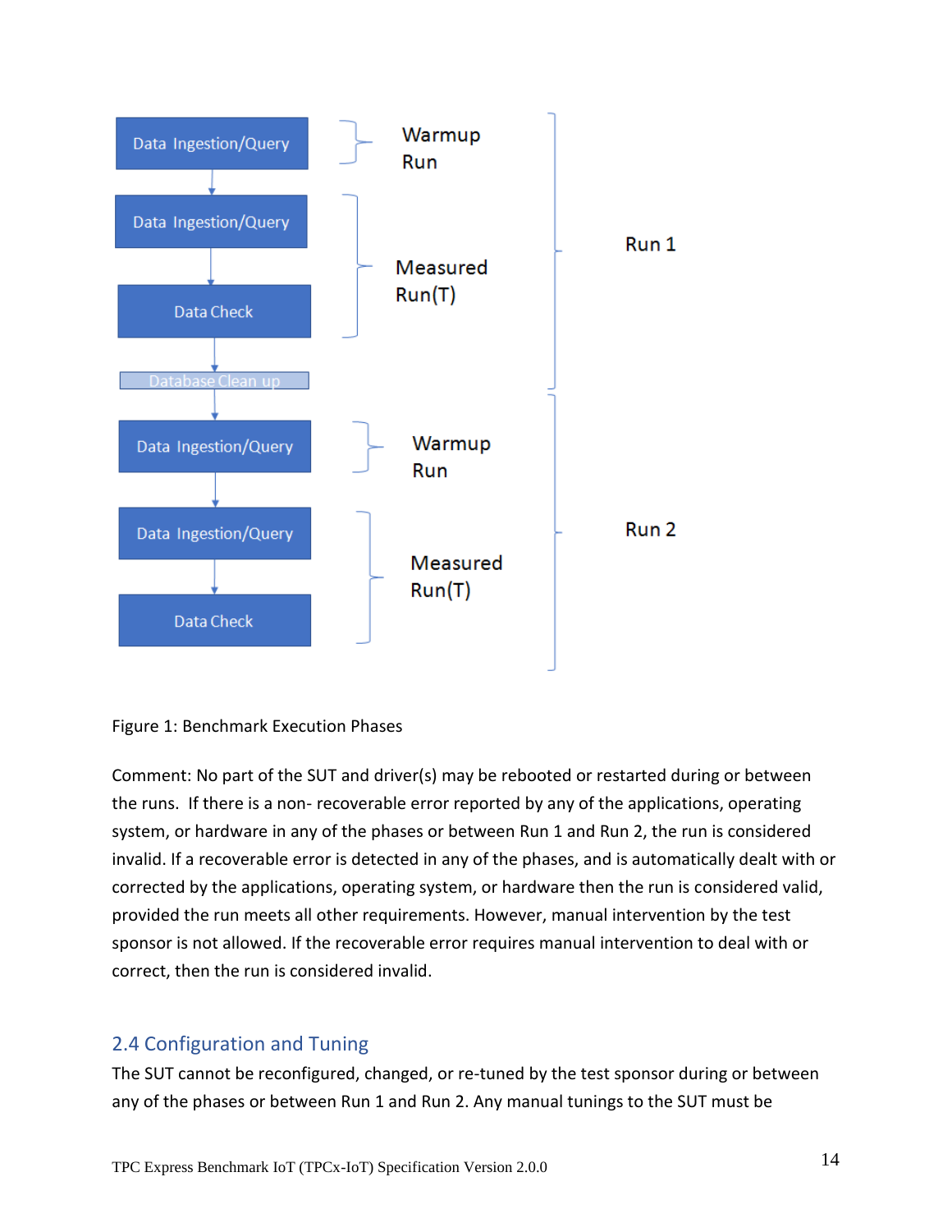Figure 1: Benchmark Execution Phases

Comment: No part of the SUT and driver(s) may be rebooted or restarted during or between the runs. If there is a non- recoverable error reported by any of the applications, operating system, or hardware in any of the phases or between Run 1 and Run 2, the run is considered invalid. If a recoverable error is detected in any of the phases, and is automatically dealt with or corrected by the applications, operating system, or hardware then the run is considered valid, provided the run meets all other requirements. However, manual intervention by the test sponsor is not allowed. If the recoverable error requires manual intervention to deal with or correct, then the run is considered invalid.

## 2.4 Configuration and Tuning

The SUT cannot be reconfigured, changed, or re-tuned by the test sponsor during or between any of the phases or between Run 1 and Run 2. Any manual tunings to the SUT must be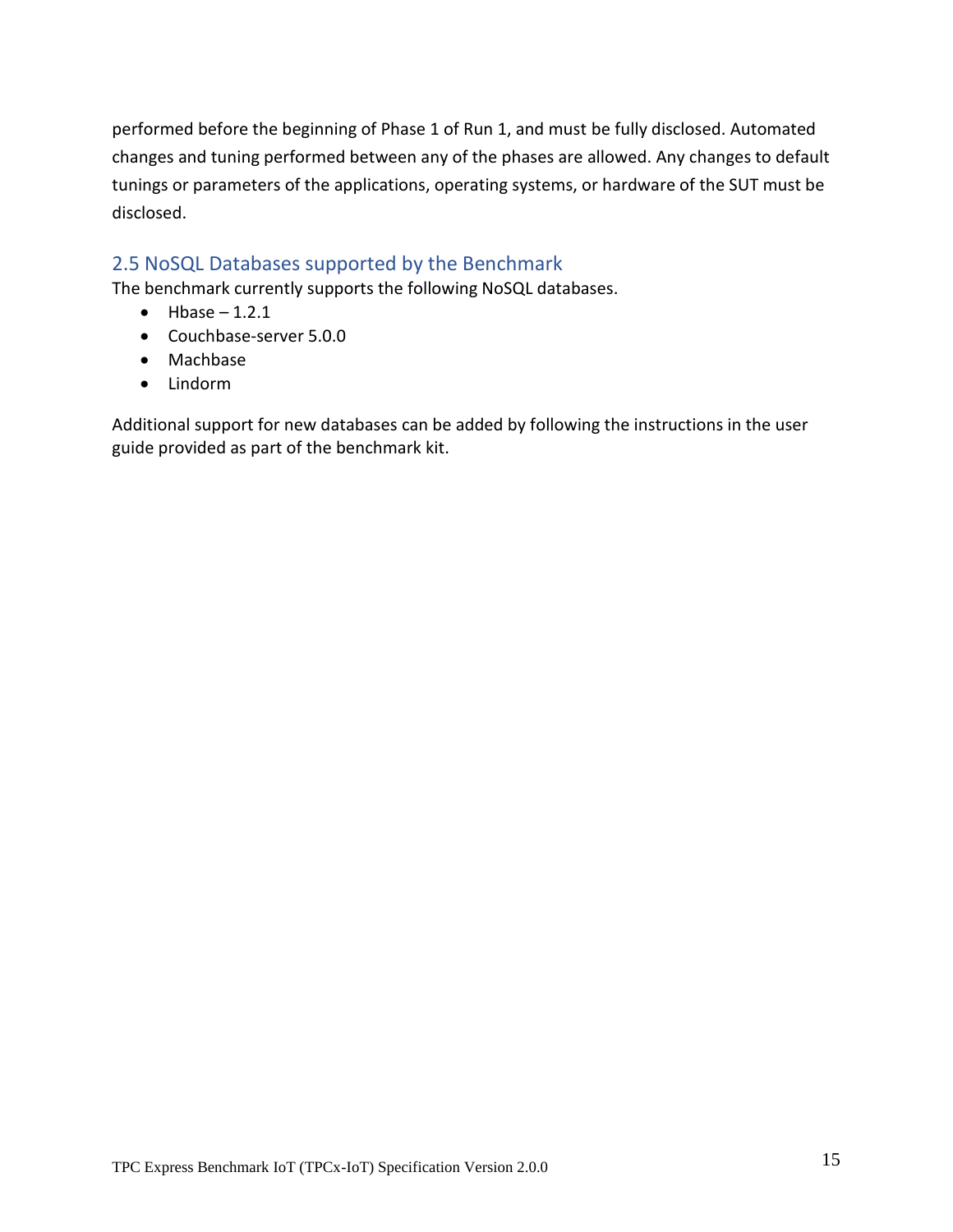performed before the beginning of Phase 1 of Run 1, and must be fully disclosed. Automated changes and tuning performed between any of the phases are allowed. Any changes to default tunings or parameters of the applications, operating systems, or hardware of the SUT must be disclosed.

## 2.5 NoSQL Databases supported by the Benchmark

The benchmark currently supports the following NoSQL databases.

- Hbase – 1.2.1
- Couchbase-server 5.0.0
- Machbase
- Lindorm

Additional support for new databases can be added by following the instructions in the user guide provided as part of the benchmark kit.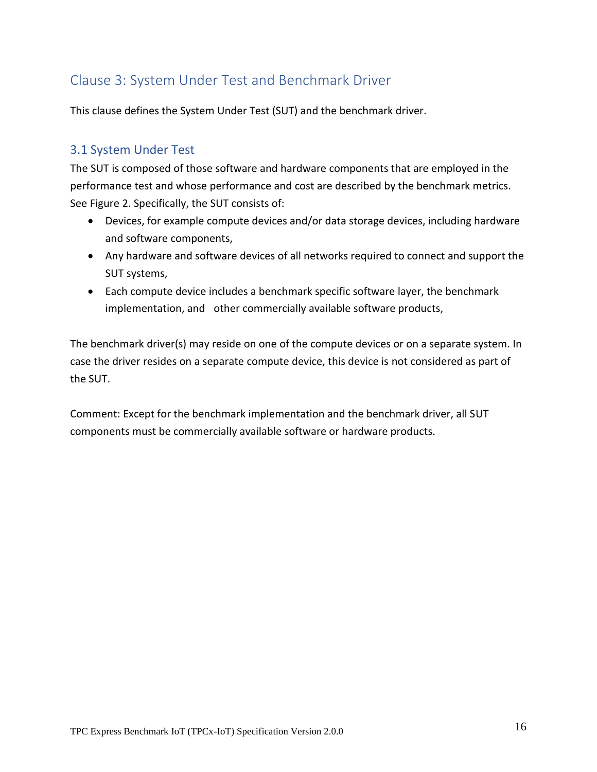# Clause 3: System Under Test and Benchmark Driver

This clause defines the System Under Test (SUT) and the benchmark driver.

## 3.1 System Under Test

The SUT is composed of those software and hardware components that are employed in the performance test and whose performance and cost are described by the benchmark metrics. See Figure 2. Specifically, the SUT consists of:

- Devices, for example compute devices and/or data storage devices, including hardware and software components,
- Any hardware and software devices of all networks required to connect and support the SUT systems,
- Each compute device includes a benchmark specific software layer, the benchmark implementation, and other commercially available software products,

The benchmark driver(s) may reside on one of the compute devices or on a separate system. In case the driver resides on a separate compute device, this device is not considered as part of the SUT.

Comment: Except for the benchmark implementation and the benchmark driver, all SUT components must be commercially available software or hardware products.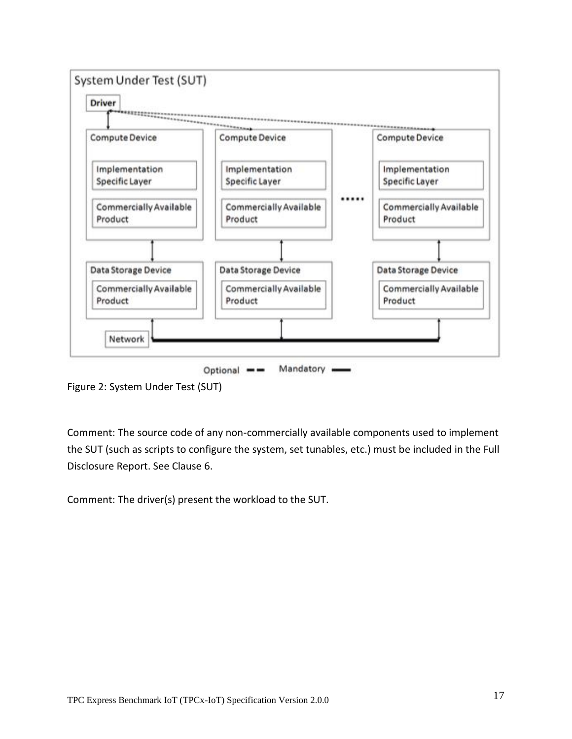Figure 2: System Under Test (SUT)

Comment: The source code of any non-commercially available components used to implement the SUT (such as scripts to configure the system, set tunables, etc.) must be included in the Full Disclosure Report. See Clause 6.

Comment: The driver(s) present the workload to the SUT.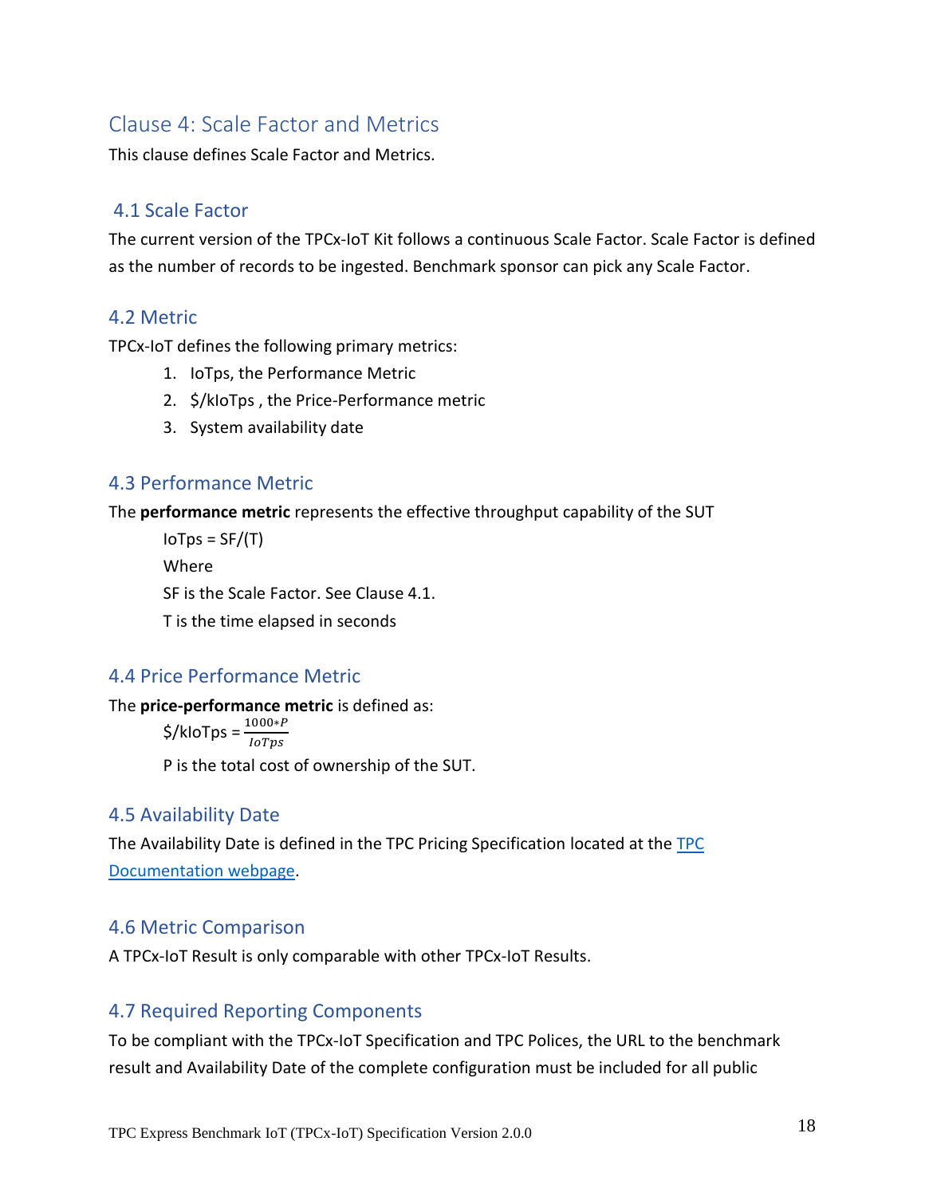## Clause 4: Scale Factor and Metrics

This clause defines Scale Factor and Metrics.

### 4.1 Scale Factor

The current version of the TPCx-IoT Kit follows a continuous Scale Factor. Scale Factor is defined as the number of records to be ingested. Benchmark sponsor can pick any Scale Factor.

### 4.2 Metric

TPCx-IoT defines the following primary metrics:

1. IoTps, the Performance Metric
2. $/kIoTps , the Price-Performance metric
3. System availability date

### 4.3 Performance Metric

The **performance metric** represents the effective throughput capability of the SUT

IoTps = SF/(T)

Where

SF is the Scale Factor. See Clause 4.1.

T is the time elapsed in seconds

### 4.4 Price Performance Metric

The **price-performance metric** is defined as:

$$\$/kIoTps = \frac{1000*P}{IoTps}$$

P is the total cost of ownership of the SUT.

### 4.5 Availability Date

The Availability Date is defined in the TPC Pricing Specification located at the TPC Documentation webpage.

### 4.6 Metric Comparison

A TPCx-IoT Result is only comparable with other TPCx-IoT Results.

### 4.7 Required Reporting Components

To be compliant with the TPCx-IoT Specification and TPC Polices, the URL to the benchmark result and Availability Date of the complete configuration must be included for all public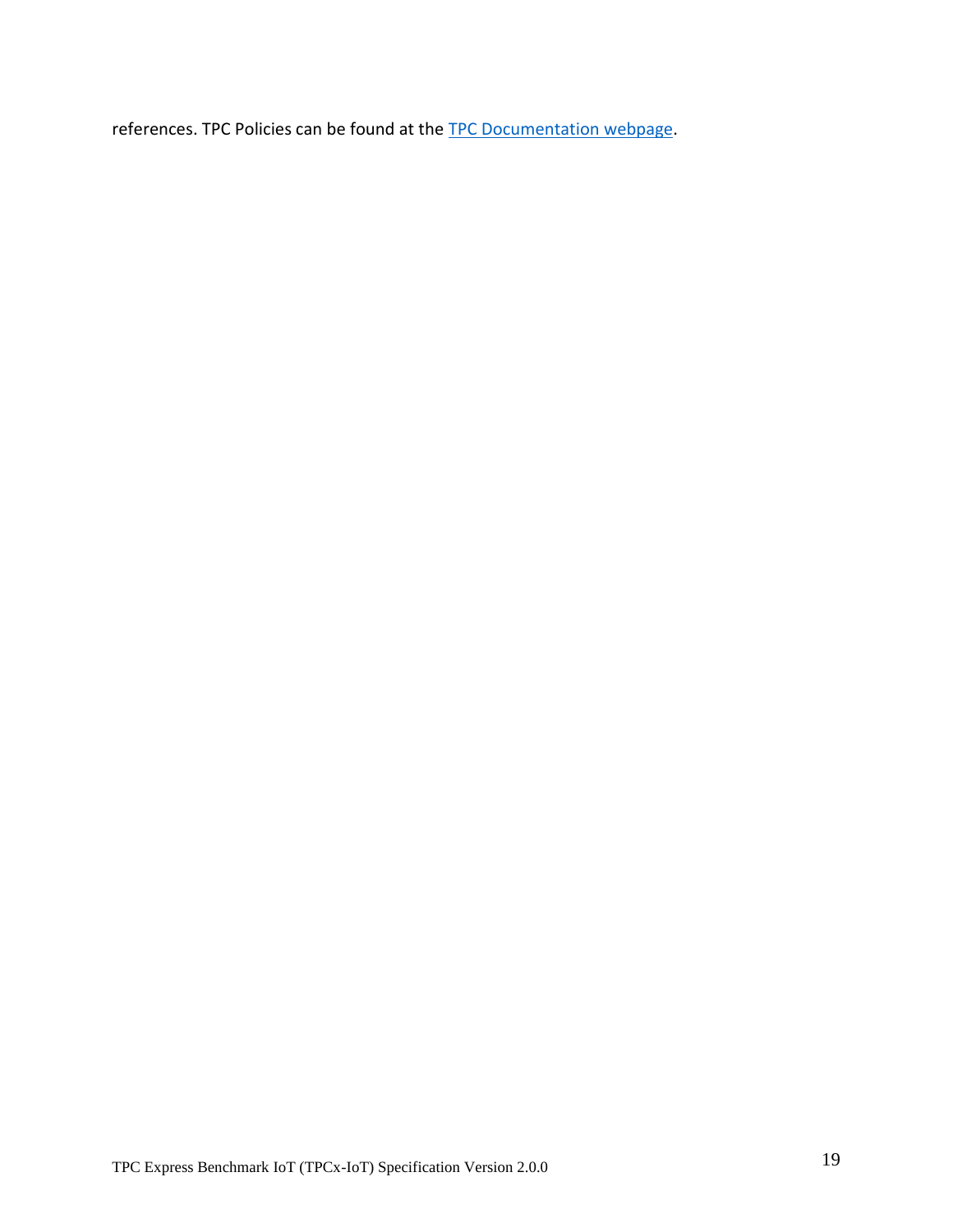references. TPC Policies can be found at the TPC Documentation webpage.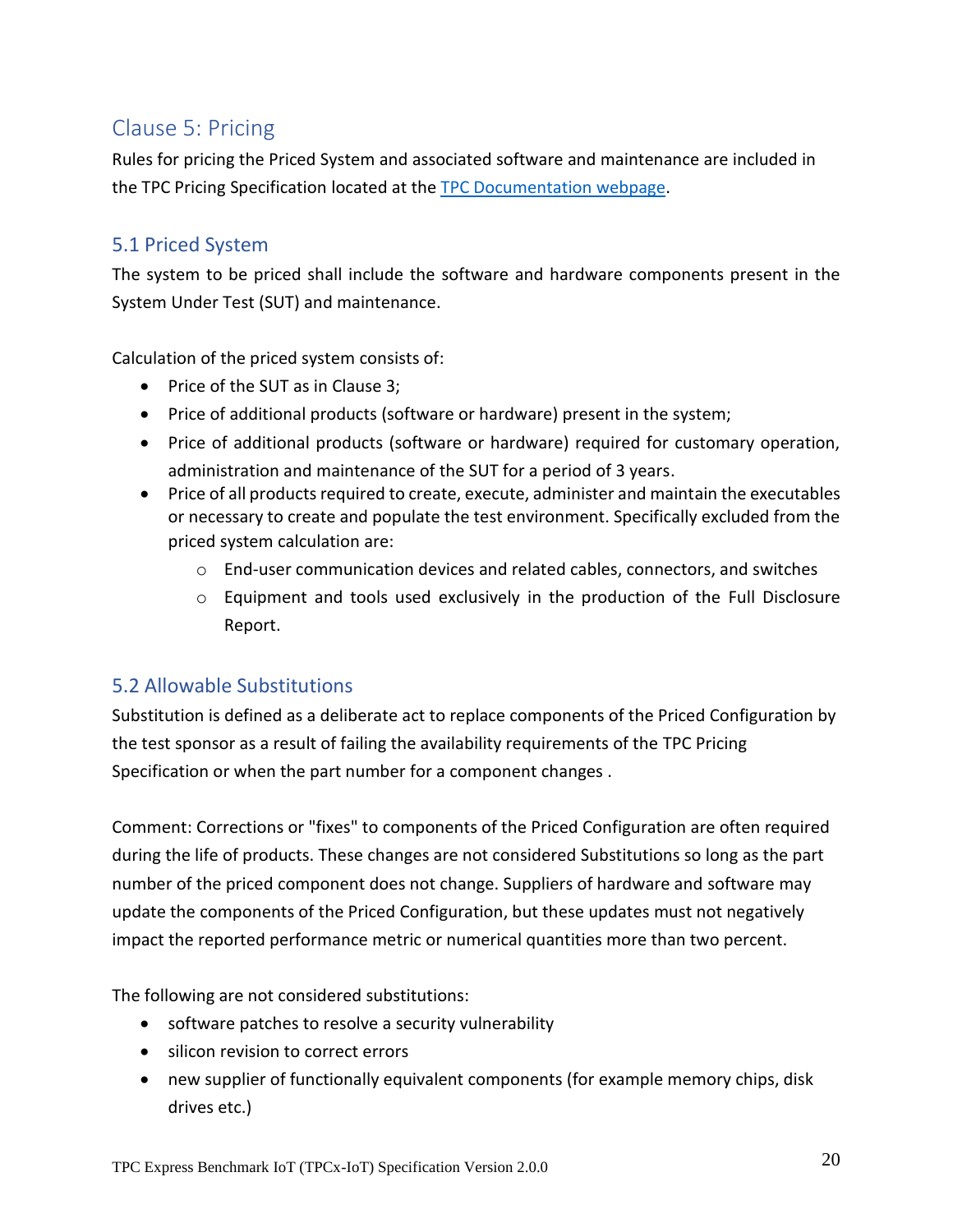# Clause 5: Pricing

Rules for pricing the Priced System and associated software and maintenance are included in the TPC Pricing Specification located at the [TPC Documentation webpage](TPC Documentation webpage).

## 5.1 Priced System

The system to be priced shall include the software and hardware components present in the System Under Test (SUT) and maintenance.

Calculation of the priced system consists of:

- Price of the SUT as in Clause 3;
- Price of additional products (software or hardware) present in the system;
- Price of additional products (software or hardware) required for customary operation, administration and maintenance of the SUT for a period of 3 years.
- Price of all products required to create, execute, administer and maintain the executables or necessary to create and populate the test environment. Specifically excluded from the priced system calculation are:
    - End-user communication devices and related cables, connectors, and switches
    - Equipment and tools used exclusively in the production of the Full Disclosure Report.

## 5.2 Allowable Substitutions

Substitution is defined as a deliberate act to replace components of the Priced Configuration by the test sponsor as a result of failing the availability requirements of the TPC Pricing Specification or when the part number for a component changes .

Comment: Corrections or "fixes" to components of the Priced Configuration are often required during the life of products. These changes are not considered Substitutions so long as the part number of the priced component does not change. Suppliers of hardware and software may update the components of the Priced Configuration, but these updates must not negatively impact the reported performance metric or numerical quantities more than two percent.

The following are not considered substitutions:

- software patches to resolve a security vulnerability
- silicon revision to correct errors
- new supplier of functionally equivalent components (for example memory chips, disk drives etc.)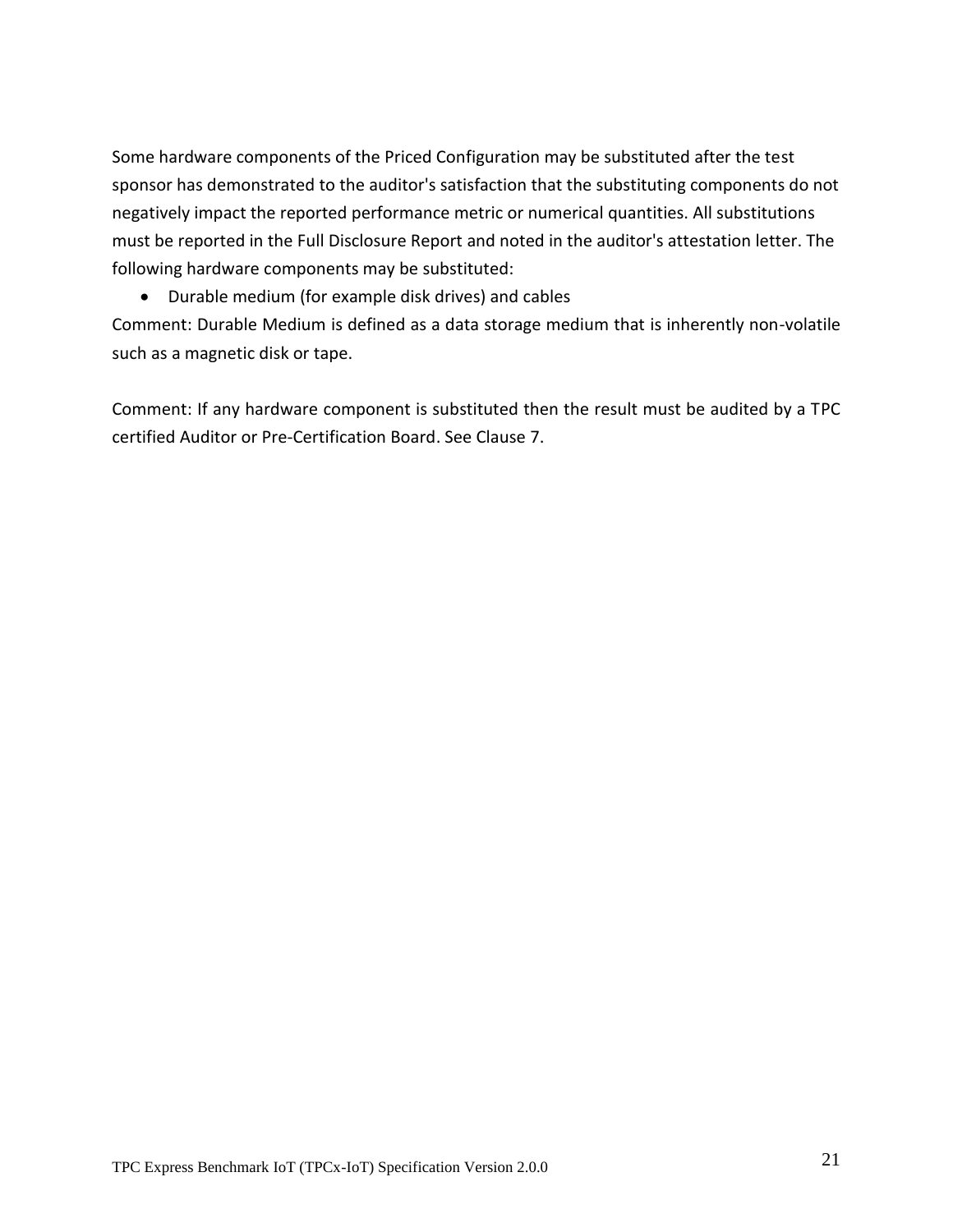Some hardware components of the Priced Configuration may be substituted after the test sponsor has demonstrated to the auditor's satisfaction that the substituting components do not negatively impact the reported performance metric or numerical quantities. All substitutions must be reported in the Full Disclosure Report and noted in the auditor's attestation letter. The following hardware components may be substituted:

- Durable medium (for example disk drives) and cables

Comment: Durable Medium is defined as a data storage medium that is inherently non-volatile such as a magnetic disk or tape.

Comment: If any hardware component is substituted then the result must be audited by a TPC certified Auditor or Pre-Certification Board. See Clause 7.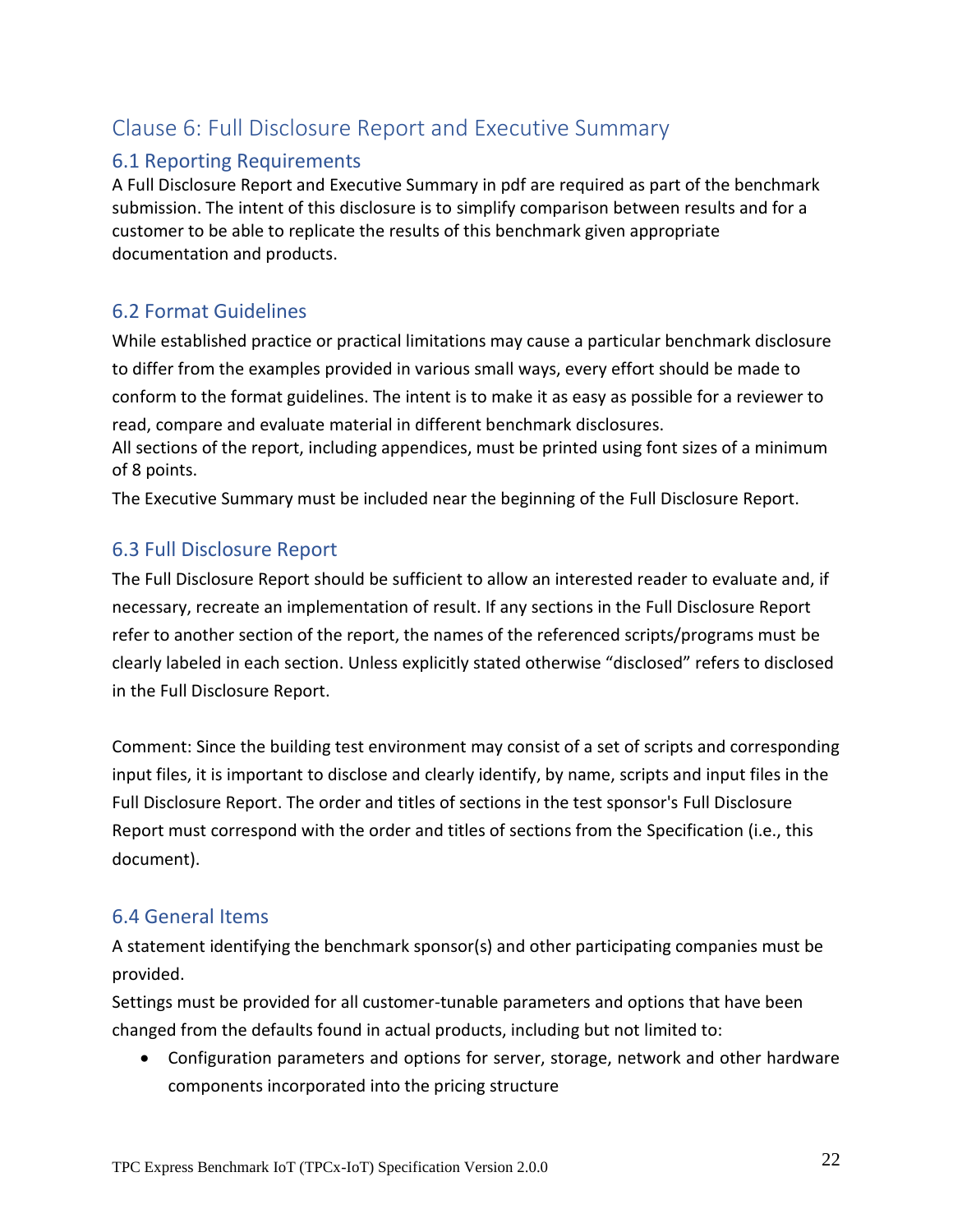# Clause 6: Full Disclosure Report and Executive Summary

## 6.1 Reporting Requirements

A Full Disclosure Report and Executive Summary in pdf are required as part of the benchmark submission. The intent of this disclosure is to simplify comparison between results and for a customer to be able to replicate the results of this benchmark given appropriate documentation and products.

## 6.2 Format Guidelines

While established practice or practical limitations may cause a particular benchmark disclosure to differ from the examples provided in various small ways, every effort should be made to conform to the format guidelines. The intent is to make it as easy as possible for a reviewer to read, compare and evaluate material in different benchmark disclosures.

All sections of the report, including appendices, must be printed using font sizes of a minimum of 8 points.

The Executive Summary must be included near the beginning of the Full Disclosure Report.

## 6.3 Full Disclosure Report

The Full Disclosure Report should be sufficient to allow an interested reader to evaluate and, if necessary, recreate an implementation of result. If any sections in the Full Disclosure Report refer to another section of the report, the names of the referenced scripts/programs must be clearly labeled in each section. Unless explicitly stated otherwise "disclosed" refers to disclosed in the Full Disclosure Report.

Comment: Since the building test environment may consist of a set of scripts and corresponding input files, it is important to disclose and clearly identify, by name, scripts and input files in the Full Disclosure Report. The order and titles of sections in the test sponsor's Full Disclosure Report must correspond with the order and titles of sections from the Specification (i.e., this document).

## 6.4 General Items

A statement identifying the benchmark sponsor(s) and other participating companies must be provided.

Settings must be provided for all customer-tunable parameters and options that have been changed from the defaults found in actual products, including but not limited to:

- Configuration parameters and options for server, storage, network and other hardware components incorporated into the pricing structure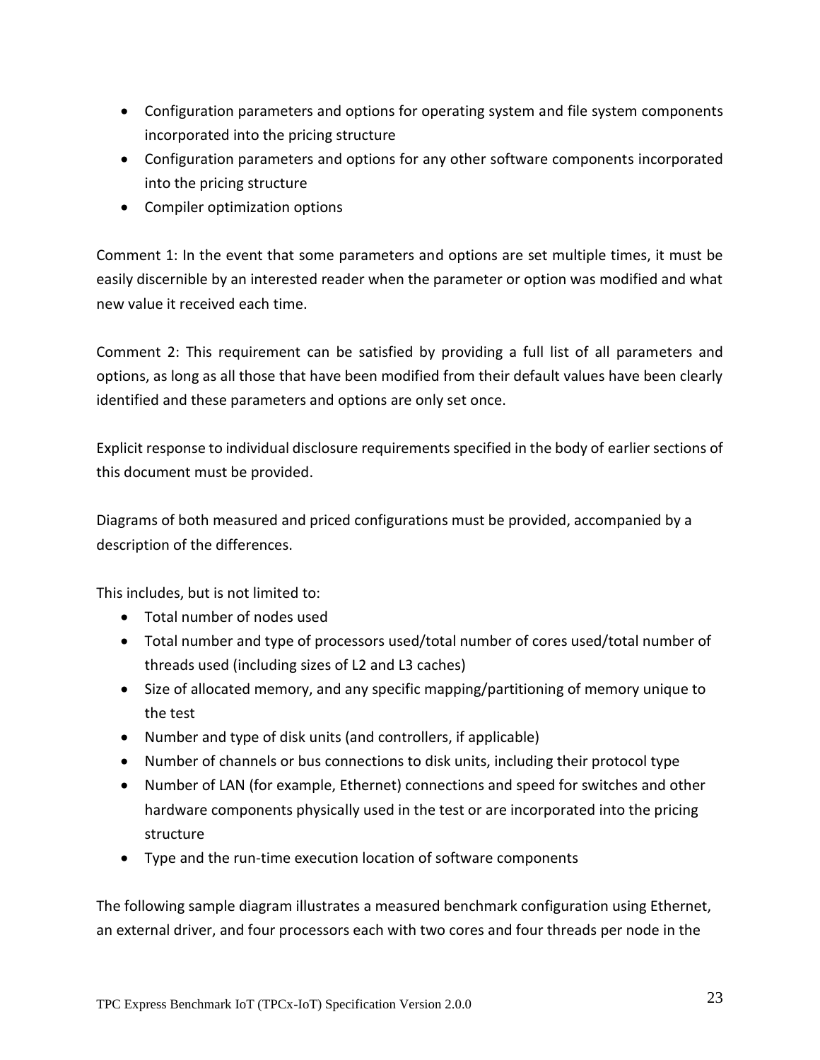- Configuration parameters and options for operating system and file system components incorporated into the pricing structure
- Configuration parameters and options for any other software components incorporated into the pricing structure
- Compiler optimization options

Comment 1: In the event that some parameters and options are set multiple times, it must be easily discernible by an interested reader when the parameter or option was modified and what new value it received each time.

Comment 2: This requirement can be satisfied by providing a full list of all parameters and options, as long as all those that have been modified from their default values have been clearly identified and these parameters and options are only set once.

Explicit response to individual disclosure requirements specified in the body of earlier sections of this document must be provided.

Diagrams of both measured and priced configurations must be provided, accompanied by a description of the differences.

This includes, but is not limited to:

- Total number of nodes used
- Total number and type of processors used/total number of cores used/total number of threads used (including sizes of L2 and L3 caches)
- Size of allocated memory, and any specific mapping/partitioning of memory unique to the test
- Number and type of disk units (and controllers, if applicable)
- Number of channels or bus connections to disk units, including their protocol type
- Number of LAN (for example, Ethernet) connections and speed for switches and other hardware components physically used in the test or are incorporated into the pricing structure
- Type and the run-time execution location of software components

The following sample diagram illustrates a measured benchmark configuration using Ethernet, an external driver, and four processors each with two cores and four threads per node in the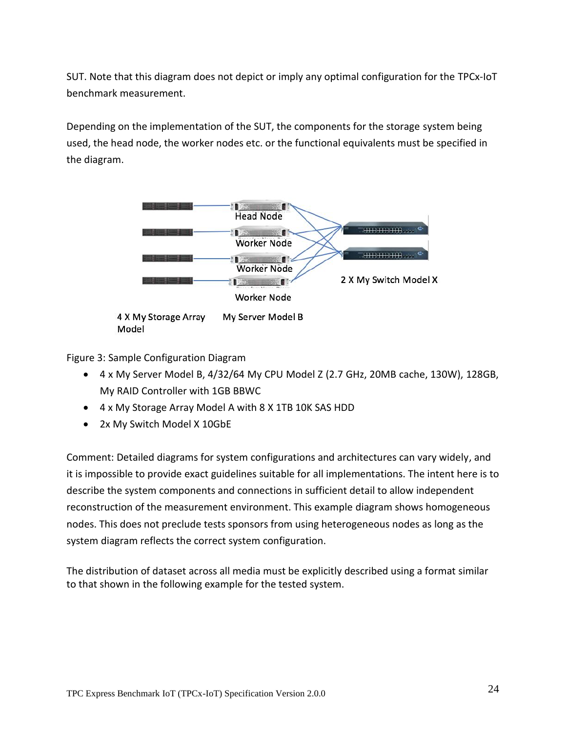SUT. Note that this diagram does not depict or imply any optimal configuration for the TPCx-IoT benchmark measurement.

Depending on the implementation of the SUT, the components for the storage system being used, the head node, the worker nodes etc. or the functional equivalents must be specified in the diagram.

Figure 3: Sample Configuration Diagram

- 4 x My Server Model B, 4/32/64 My CPU Model Z (2.7 GHz, 20MB cache, 130W), 128GB, My RAID Controller with 1GB BBWC
- 4 x My Storage Array Model A with 8 X 1TB 10K SAS HDD
- 2x My Switch Model X 10GbE

Comment: Detailed diagrams for system configurations and architectures can vary widely, and it is impossible to provide exact guidelines suitable for all implementations. The intent here is to describe the system components and connections in sufficient detail to allow independent reconstruction of the measurement environment. This example diagram shows homogeneous nodes. This does not preclude tests sponsors from using heterogeneous nodes as long as the system diagram reflects the correct system configuration.

The distribution of dataset across all media must be explicitly described using a format similar to that shown in the following example for the tested system.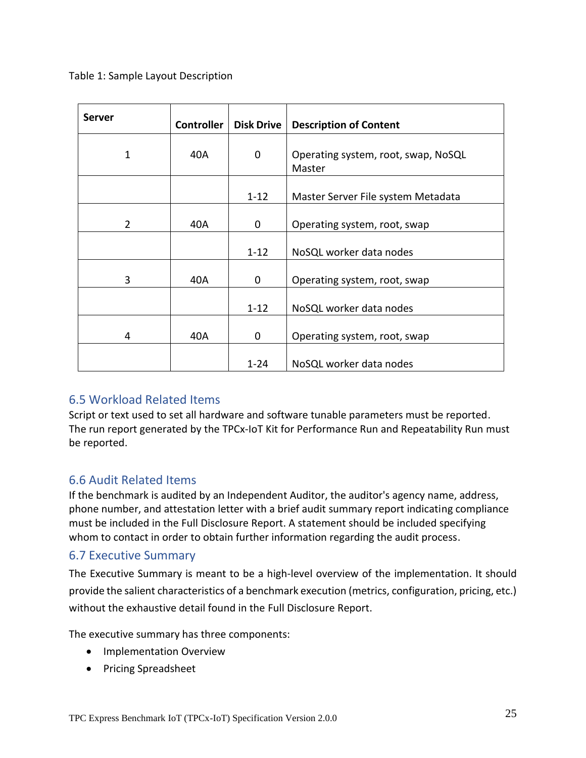Table 1: Sample Layout Description

| Server | Controller | Disk Drive | Description of Content |
|---|---|---|---|
| 1 | 40A | 0 | Operating system, root, swap, NoSQL Master |
| | | 1-12 | Master Server File system Metadata |
| 2 | 40A | 0 | Operating system, root, swap |
| | | 1-12 | NoSQL worker data nodes |
| 3 | 40A | 0 | Operating system, root, swap |
| | | 1-12 | NoSQL worker data nodes |
| 4 | 40A | 0 | Operating system, root, swap |
| | | 1-24 | NoSQL worker data nodes |

## 6.5 Workload Related Items

Script or text used to set all hardware and software tunable parameters must be reported. The run report generated by the TPCx-IoT Kit for Performance Run and Repeatability Run must be reported.

## 6.6 Audit Related Items

If the benchmark is audited by an Independent Auditor, the auditor's agency name, address, phone number, and attestation letter with a brief audit summary report indicating compliance must be included in the Full Disclosure Report. A statement should be included specifying whom to contact in order to obtain further information regarding the audit process.

## 6.7 Executive Summary

The Executive Summary is meant to be a high-level overview of the implementation. It should provide the salient characteristics of a benchmark execution (metrics, configuration, pricing, etc.) without the exhaustive detail found in the Full Disclosure Report.

The executive summary has three components:

- Implementation Overview
- Pricing Spreadsheet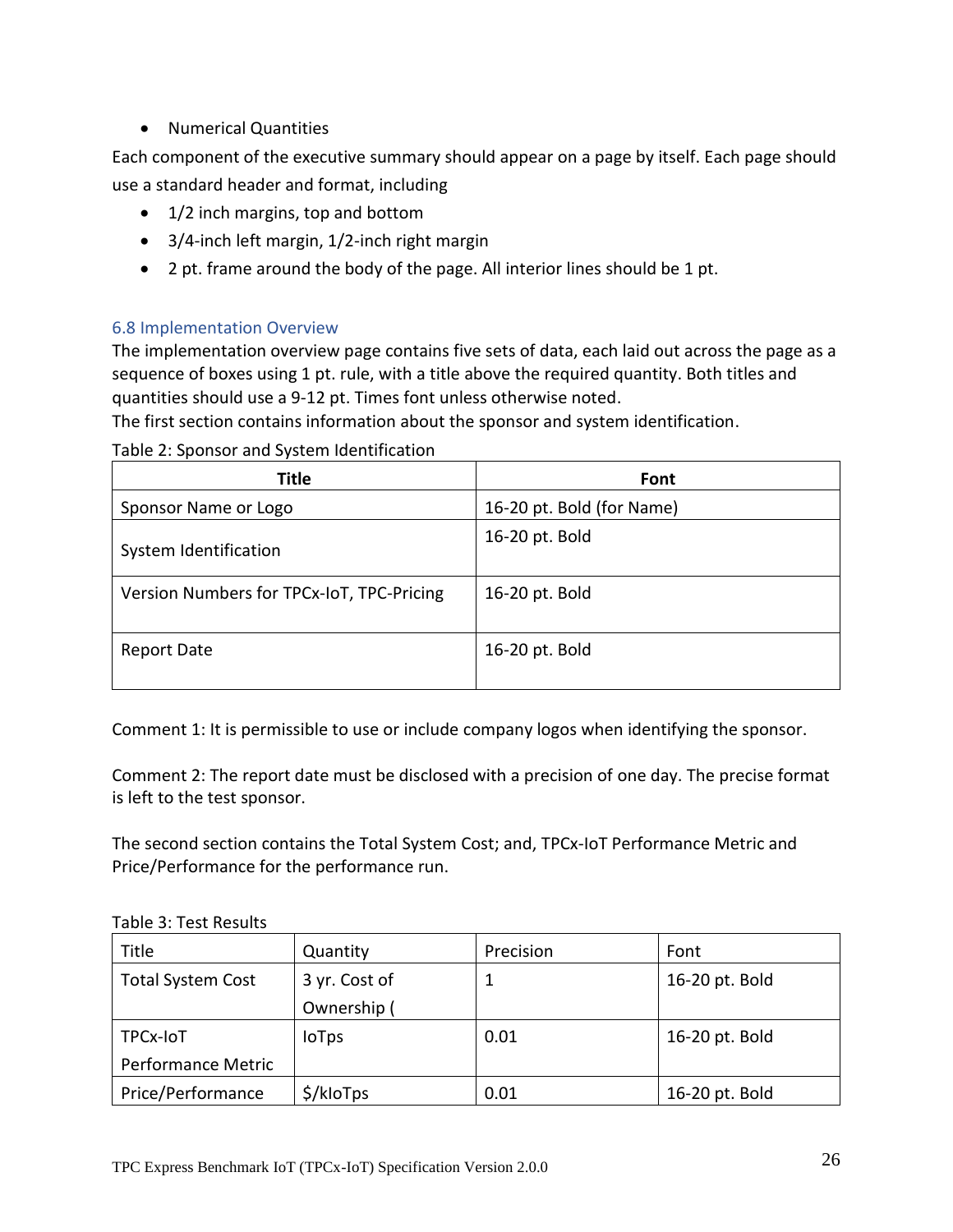- Numerical Quantities

Each component of the executive summary should appear on a page by itself. Each page should use a standard header and format, including

- 1/2 inch margins, top and bottom
- 3/4-inch left margin, 1/2-inch right margin
- 2 pt. frame around the body of the page. All interior lines should be 1 pt.

### 6.8 Implementation Overview

The implementation overview page contains five sets of data, each laid out across the page as a sequence of boxes using 1 pt. rule, with a title above the required quantity. Both titles and quantities should use a 9-12 pt. Times font unless otherwise noted.

The first section contains information about the sponsor and system identification.

Table 2: Sponsor and System Identification

| Title | Font |
|---|---|
| Sponsor Name or Logo | 16-20 pt. Bold (for Name) |
| System Identification | 16-20 pt. Bold |
| Version Numbers for TPCx-IoT, TPC-Pricing | 16-20 pt. Bold |
| Report Date | 16-20 pt. Bold |

Comment 1: It is permissible to use or include company logos when identifying the sponsor.

Comment 2: The report date must be disclosed with a precision of one day. The precise format is left to the test sponsor.

The second section contains the Total System Cost; and, TPCx-IoT Performance Metric and Price/Performance for the performance run.

Table 3: Test Results

| Title | Quantity | Precision | Font |
|---|---|---|---|
| Total System Cost | 3 yr. Cost of Ownership ( | 1 | 16-20 pt. Bold |
| TPCx-IoT Performance Metric | IoTps | 0.01 | 16-20 pt. Bold |
| Price/Performance | $/kIoTps | 0.01 | 16-20 pt. Bold |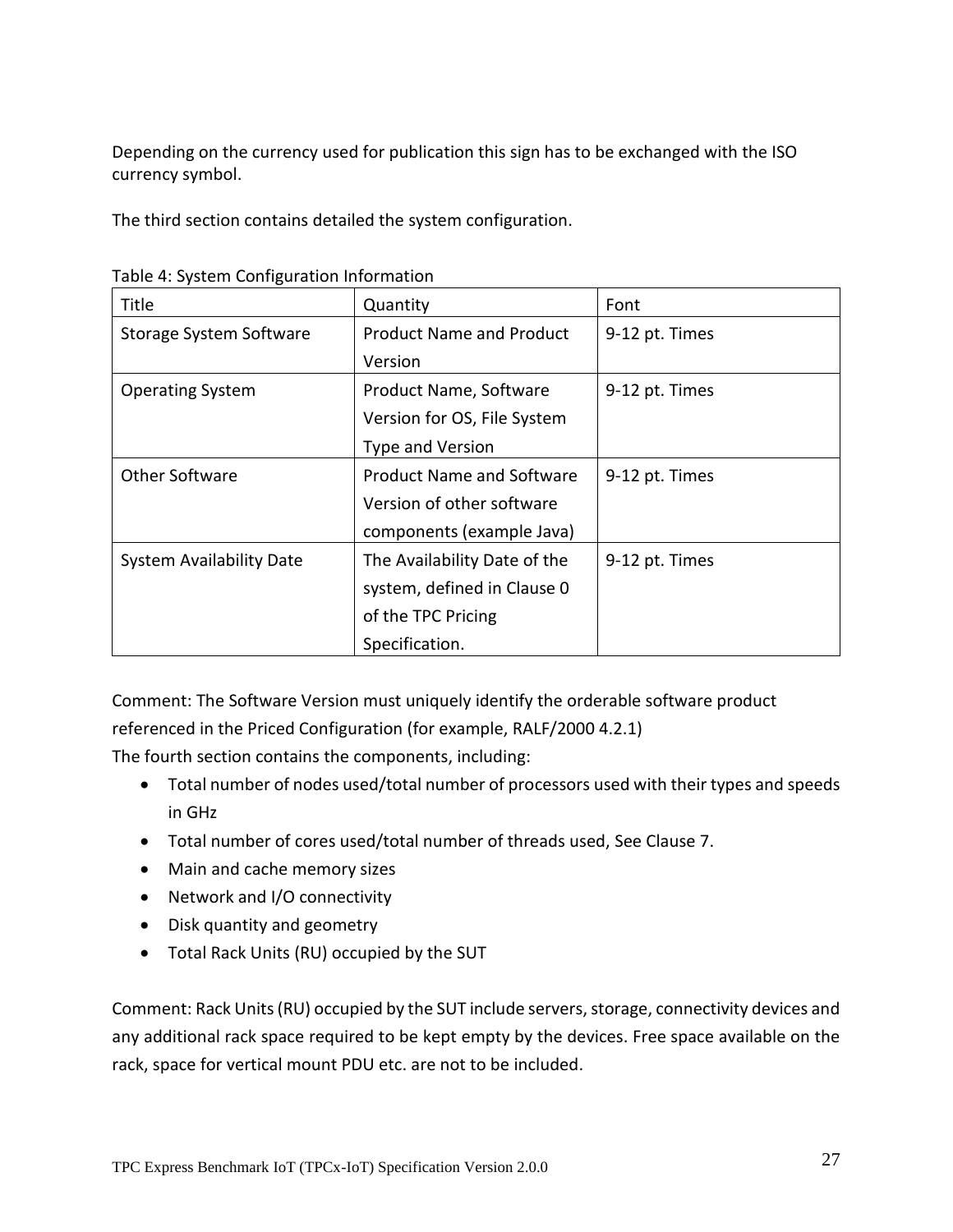Depending on the currency used for publication this sign has to be exchanged with the ISO currency symbol.

The third section contains detailed the system configuration.

Table 4: System Configuration Information

| Title | Quantity | Font |
|---|---|---|
| Storage System Software | Product Name and Product Version | 9-12 pt. Times |
| Operating System | Product Name, Software Version for OS, File System Type and Version | 9-12 pt. Times |
| Other Software | Product Name and Software Version of other software components (example Java) | 9-12 pt. Times |
| System Availability Date | The Availability Date of the system, defined in Clause 0 of the TPC Pricing Specification. | 9-12 pt. Times |

Comment: The Software Version must uniquely identify the orderable software product referenced in the Priced Configuration (for example, RALF/2000 4.2.1)

The fourth section contains the components, including:

- Total number of nodes used/total number of processors used with their types and speeds in GHz
- Total number of cores used/total number of threads used, See Clause 7.
- Main and cache memory sizes
- Network and I/O connectivity
- Disk quantity and geometry
- Total Rack Units (RU) occupied by the SUT

Comment: Rack Units (RU) occupied by the SUT include servers, storage, connectivity devices and any additional rack space required to be kept empty by the devices. Free space available on the rack, space for vertical mount PDU etc. are not to be included.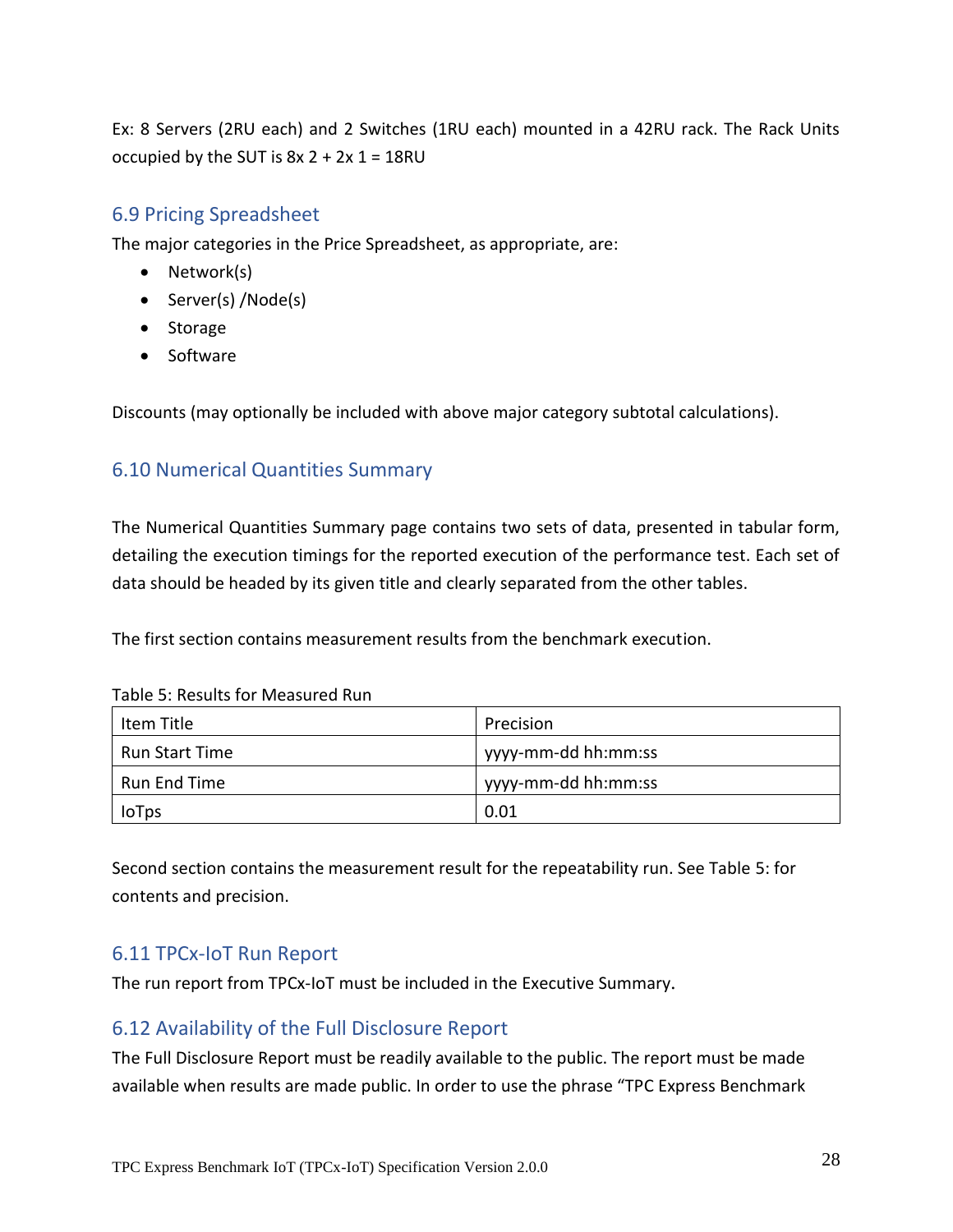Ex: 8 Servers (2RU each) and 2 Switches (1RU each) mounted in a 42RU rack. The Rack Units occupied by the SUT is 8x 2 + 2x 1 = 18RU

## 6.9 Pricing Spreadsheet

The major categories in the Price Spreadsheet, as appropriate, are:

- Network(s)
- Server(s) /Node(s)
- Storage
- Software

Discounts (may optionally be included with above major category subtotal calculations).

## 6.10 Numerical Quantities Summary

The Numerical Quantities Summary page contains two sets of data, presented in tabular form, detailing the execution timings for the reported execution of the performance test. Each set of data should be headed by its given title and clearly separated from the other tables.

The first section contains measurement results from the benchmark execution.

Table 5: Results for Measured Run

| Item Title | Precision |
|---|---|
| Run Start Time | yyyy-mm-dd hh:mm:ss |
| Run End Time | yyyy-mm-dd hh:mm:ss |
| IoTps | 0.01 |

Second section contains the measurement result for the repeatability run. See Table 5: for contents and precision.

## 6.11 TPCx-IoT Run Report

The run report from TPCx-IoT must be included in the Executive Summary.

## 6.12 Availability of the Full Disclosure Report

The Full Disclosure Report must be readily available to the public. The report must be made available when results are made public. In order to use the phrase "TPC Express Benchmark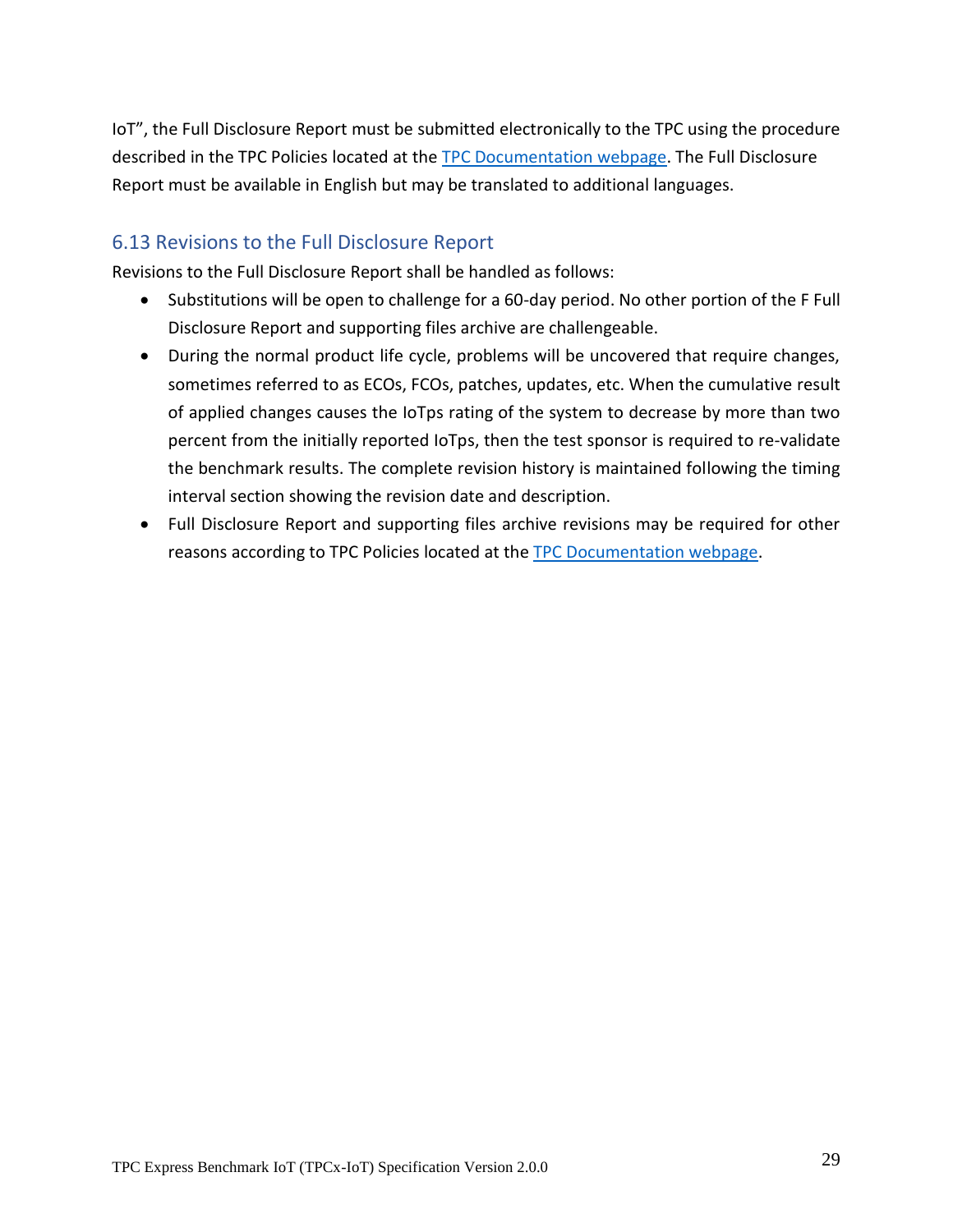IoT", the Full Disclosure Report must be submitted electronically to the TPC using the procedure described in the TPC Policies located at the [TPC Documentation webpage](). The Full Disclosure Report must be available in English but may be translated to additional languages.

## 6.13 Revisions to the Full Disclosure Report

Revisions to the Full Disclosure Report shall be handled as follows:

- Substitutions will be open to challenge for a 60-day period. No other portion of the F Full Disclosure Report and supporting files archive are challengeable.
- During the normal product life cycle, problems will be uncovered that require changes, sometimes referred to as ECOs, FCOs, patches, updates, etc. When the cumulative result of applied changes causes the IoTps rating of the system to decrease by more than two percent from the initially reported IoTps, then the test sponsor is required to re-validate the benchmark results. The complete revision history is maintained following the timing interval section showing the revision date and description.
- Full Disclosure Report and supporting files archive revisions may be required for other reasons according to TPC Policies located at the [TPC Documentation webpage]().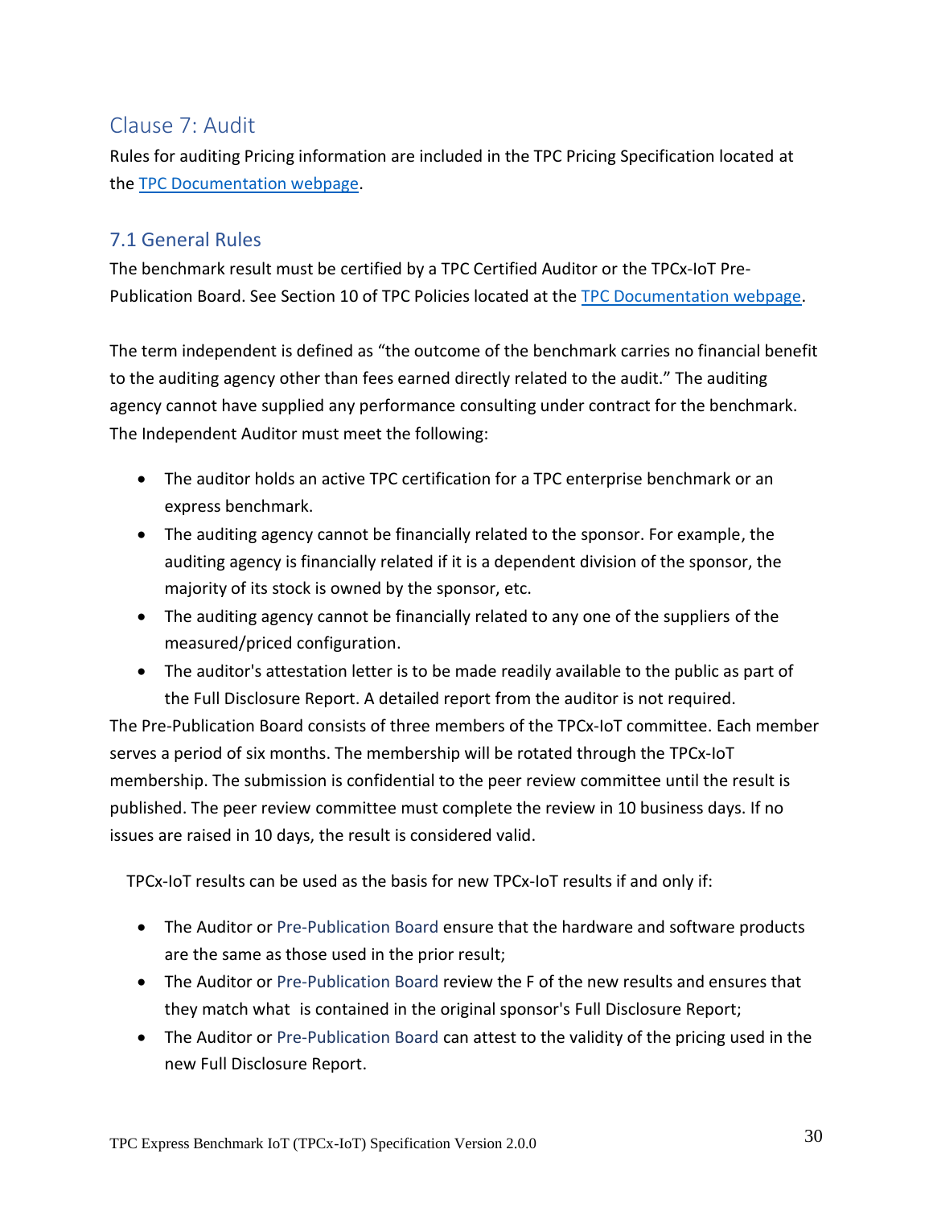# Clause 7: Audit

Rules for auditing Pricing information are included in the TPC Pricing Specification located at the [TPC Documentation webpage](#).

## 7.1 General Rules

The benchmark result must be certified by a TPC Certified Auditor or the TPCx-IoT Pre-Publication Board. See Section 10 of TPC Policies located at the [TPC Documentation webpage](#).

The term independent is defined as "the outcome of the benchmark carries no financial benefit to the auditing agency other than fees earned directly related to the audit." The auditing agency cannot have supplied any performance consulting under contract for the benchmark. The Independent Auditor must meet the following:

- The auditor holds an active TPC certification for a TPC enterprise benchmark or an express benchmark.
- The auditing agency cannot be financially related to the sponsor. For example, the auditing agency is financially related if it is a dependent division of the sponsor, the majority of its stock is owned by the sponsor, etc.
- The auditing agency cannot be financially related to any one of the suppliers of the measured/priced configuration.
- The auditor's attestation letter is to be made readily available to the public as part of the Full Disclosure Report. A detailed report from the auditor is not required.

The Pre-Publication Board consists of three members of the TPCx-IoT committee. Each member serves a period of six months. The membership will be rotated through the TPCx-IoT membership. The submission is confidential to the peer review committee until the result is published. The peer review committee must complete the review in 10 business days. If no issues are raised in 10 days, the result is considered valid.

TPCx-IoT results can be used as the basis for new TPCx-IoT results if and only if:

- The Auditor or Pre-Publication Board ensure that the hardware and software products are the same as those used in the prior result;
- The Auditor or Pre-Publication Board review the F of the new results and ensures that they match what is contained in the original sponsor's Full Disclosure Report;
- The Auditor or Pre-Publication Board can attest to the validity of the pricing used in the new Full Disclosure Report.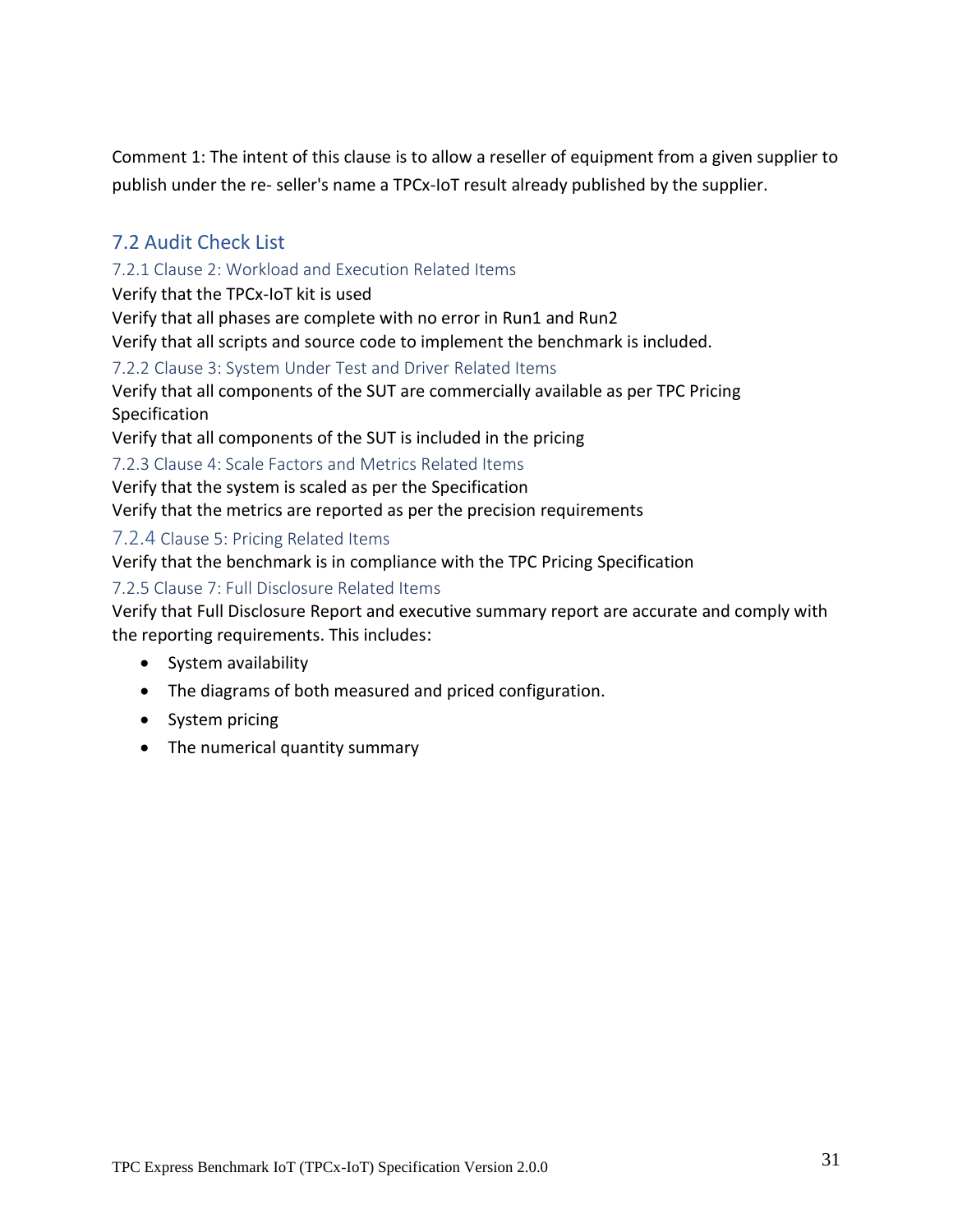Comment 1: The intent of this clause is to allow a reseller of equipment from a given supplier to publish under the re- seller's name a TPCx-IoT result already published by the supplier.

## 7.2 Audit Check List

### 7.2.1 Clause 2: Workload and Execution Related Items

Verify that the TPCx-IoT kit is used

Verify that all phases are complete with no error in Run1 and Run2

Verify that all scripts and source code to implement the benchmark is included.

### 7.2.2 Clause 3: System Under Test and Driver Related Items

Verify that all components of the SUT are commercially available as per TPC Pricing Specification

Verify that all components of the SUT is included in the pricing

### 7.2.3 Clause 4: Scale Factors and Metrics Related Items

Verify that the system is scaled as per the Specification

Verify that the metrics are reported as per the precision requirements

### 7.2.4 Clause 5: Pricing Related Items

Verify that the benchmark is in compliance with the TPC Pricing Specification

### 7.2.5 Clause 7: Full Disclosure Related Items

Verify that Full Disclosure Report and executive summary report are accurate and comply with the reporting requirements. This includes:

- System availability
- The diagrams of both measured and priced configuration.
- System pricing
- The numerical quantity summary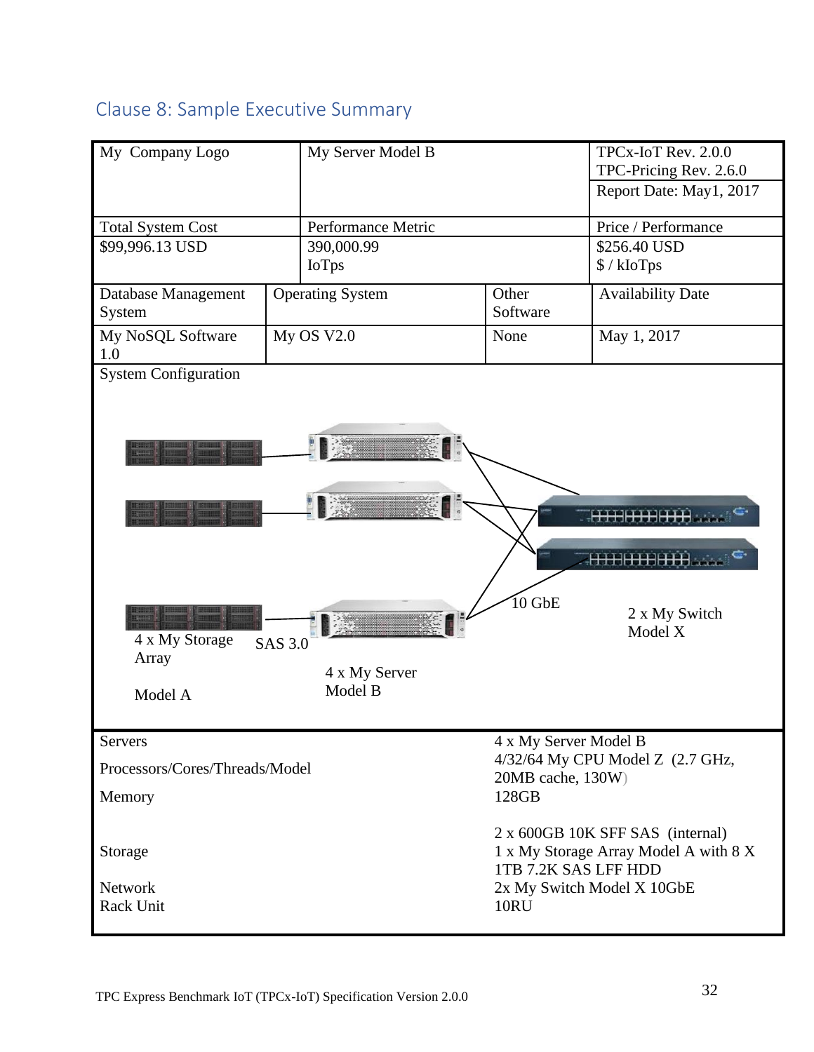## Clause 8: Sample Executive Summary

| My Company Logo | My Server Model B | TPCx-IoT Rev. 2.0.0<br>TPC-Pricing Rev. 2.6.0<br>Report Date: May1, 2017 |
|---|---|---|
| **Total System Cost** | **Performance Metric** | **Price / Performance** |
| $99,996.13 USD | 390,000.99<br>IoTps | $256.40 USD<br>$ / kIoTps |

| Database Management System | Operating System | Other Software | Availability Date |
|---|---|---|---|
| My NoSQL Software 1.0 | My OS V2.0 | None | May 1, 2017 |

System Configuration

4 x My Storage Array Model A — SAS 3.0 — 4 x My Server Model B — 10 GbE — 2 x My Switch Model X

| | |
|---|---|
| Servers | 4 x My Server Model B |
| Processors/Cores/Threads/Model | 4/32/64 My CPU Model Z (2.7 GHz, 20MB cache, 130W) |
| Memory | 128GB |
| Storage | 2 x 600GB 10K SFF SAS (internal)<br>1 x My Storage Array Model A with 8 X 1TB 7.2K SAS LFF HDD |
| Network | 2x My Switch Model X 10GbE |
| Rack Unit | 10RU |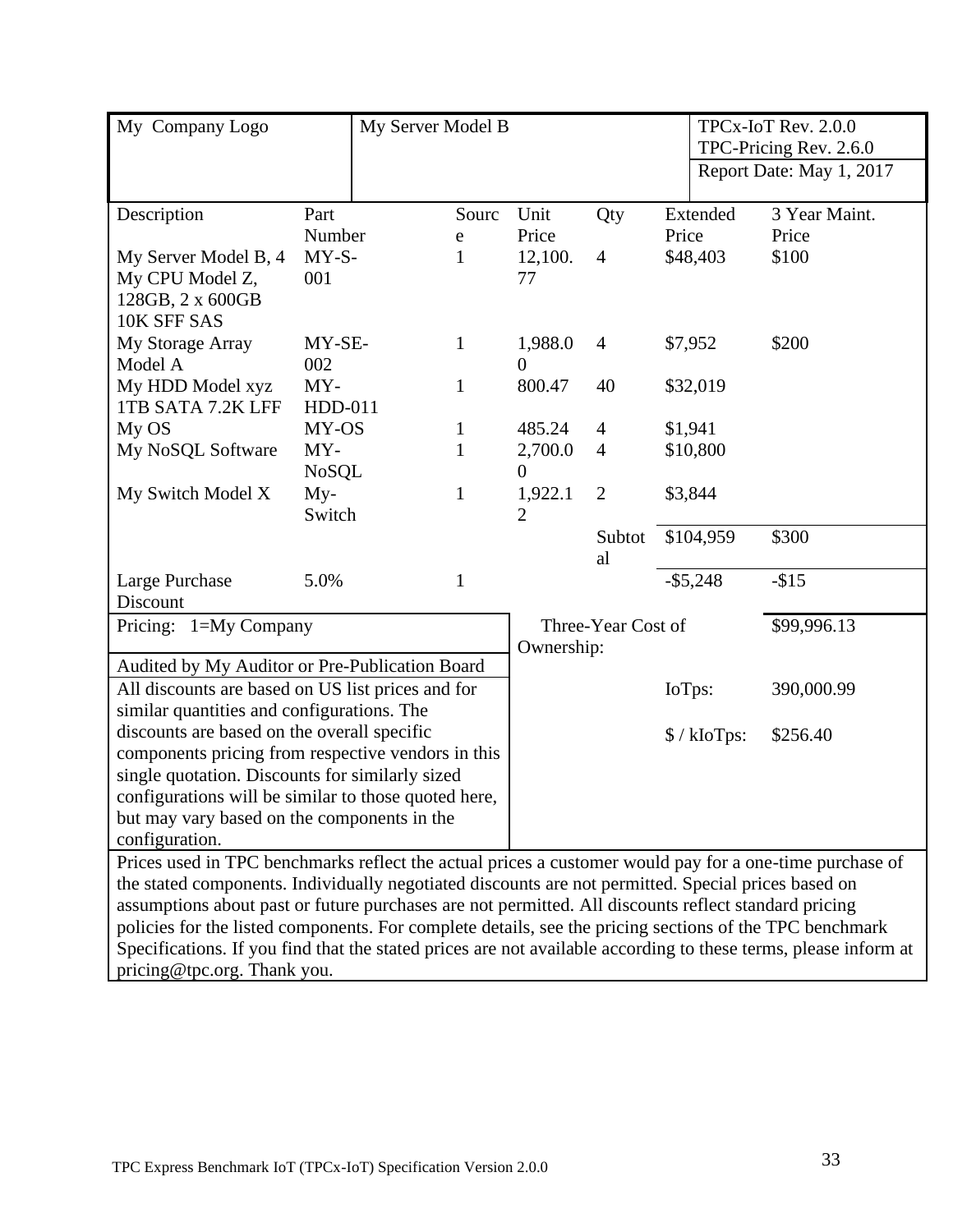| My Company Logo | My Server Model B | TPCx-IoT Rev. 2.0.0<br>TPC-Pricing Rev. 2.6.0<br>Report Date: May 1, 2017 |
|---|---|---|

| Description | Part Number | Source | Unit Price | Qty | Extended Price | 3 Year Maint. Price |
|---|---|---|---|---|---|---|
| My Server Model B, 4 My CPU Model Z, 128GB, 2 x 600GB 10K SFF SAS | MY-S-001 | 1 | 12,100.77 | 4 | $48,403 | $100 |
| My Storage Array Model A | MY-SE-002 | 1 | 1,988.00 | 4 | $7,952 | $200 |
| My HDD Model xyz 1TB SATA 7.2K LFF | MY-HDD-011 | 1 | 800.47 | 40 | $32,019 | |
| My OS | MY-OS | 1 | 485.24 | 4 | $1,941 | |
| My NoSQL Software | MY-NoSQL | 1 | 2,700.00 | 4 | $10,800 | |
| My Switch Model X | My-Switch | 1 | 1,922.12 | 2 | $3,844 | |
| | | | | Subtotal | $104,959 | $300 |
| Large Purchase Discount | 5.0% | 1 | | | -$5,248 | -$15 |

| | | |
|---|---|---|
| Pricing: 1=My Company | Three-Year Cost of Ownership: | $99,996.13 |
| Audited by My Auditor or Pre-Publication Board | | |
| All discounts are based on US list prices and for similar quantities and configurations. The discounts are based on the overall specific components pricing from respective vendors in this single quotation. Discounts for similarly sized configurations will be similar to those quoted here, but may vary based on the components in the configuration. | IoTps: | 390,000.99 |
| | $ / kIoTps: | $256.40 |

Prices used in TPC benchmarks reflect the actual prices a customer would pay for a one-time purchase of the stated components. Individually negotiated discounts are not permitted. Special prices based on assumptions about past or future purchases are not permitted. All discounts reflect standard pricing policies for the listed components. For complete details, see the pricing sections of the TPC benchmark Specifications. If you find that the stated prices are not available according to these terms, please inform at pricing@tpc.org. Thank you.